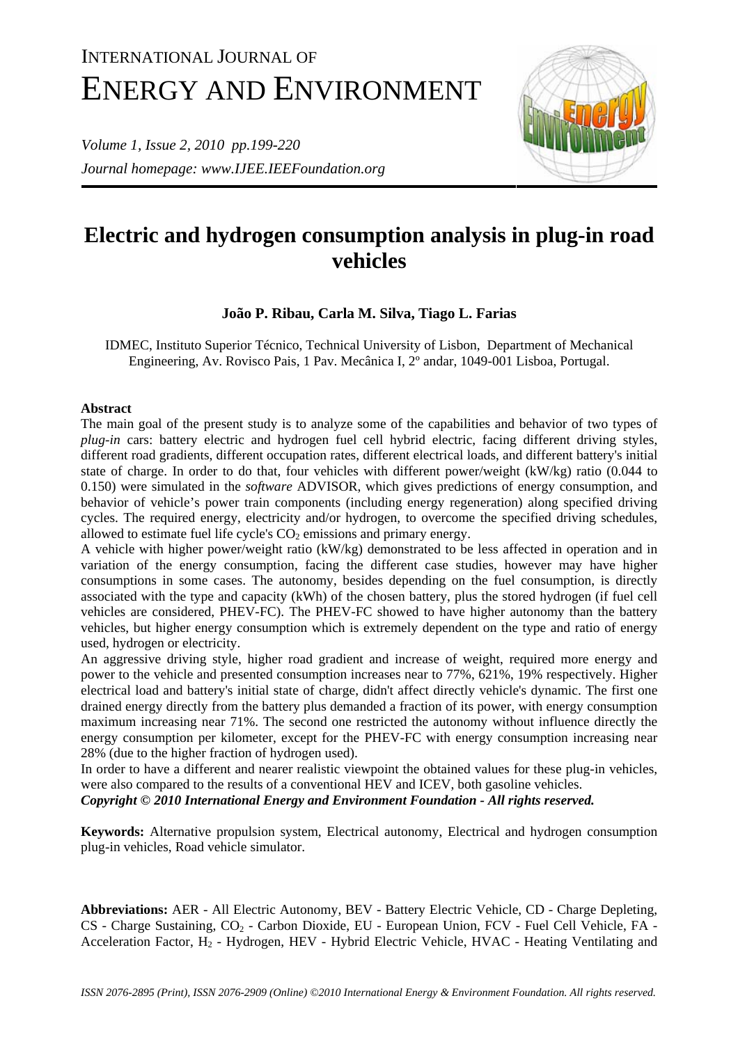# INTERNATIONAL JOURNAL OF ENERGY AND ENVIRONMENT

*Volume 1, Issue 2, 2010 pp.199-220*

*Journal homepage: www.IJEE.IEEFoundation.org*

# Electric and hydrogen consumption analysis in plug-in road vehicles

**João P. Ribau, Carla M. Silva, Tiago L. Farias**

IDMEC, Instituto Superior Técnico, Technical University of Lisbon, Department of Mechanical Engineering, Av. Rovisco Pais, 1 Pav. Mecânica I, 2º andar, 1049-001 Lisboa, Portugal.

## Abstract

The main goal of the present study is to analyze some of the capabilities and behavior of two types of *plug-in* cars: battery electric and hydrogen fuel cell hybrid electric, facing different driving styles, different road gradients, different occupation rates, different electrical loads, and different battery's initial state of charge. In order to do that, four vehicles with different power/weight (kW/kg) ratio (0.044 to 0.150) were simulated in the *software* ADVISOR, which gives predictions of energy consumption, and behavior of vehicle's power train components (including energy regeneration) along specified driving cycles. The required energy, electricity and/or hydrogen, to overcome the specified driving schedules, allowed to estimate fuel life cycle's $CO_2$ emissions and primary energy.

A vehicle with higher power/weight ratio (kW/kg) demonstrated to be less affected in operation and in variation of the energy consumption, facing the different case studies, however may have higher consumptions in some cases. The autonomy, besides depending on the fuel consumption, is directly associated with the type and capacity (kWh) of the chosen battery, plus the stored hydrogen (if fuel cell vehicles are considered, PHEV-FC). The PHEV-FC showed to have higher autonomy than the battery vehicles, but higher energy consumption which is extremely dependent on the type and ratio of energy used, hydrogen or electricity.

An aggressive driving style, higher road gradient and increase of weight, required more energy and power to the vehicle and presented consumption increases near to 77%, 621%, 19% respectively. Higher electrical load and battery's initial state of charge, didn't affect directly vehicle's dynamic. The first one drained energy directly from the battery plus demanded a fraction of its power, with energy consumption maximum increasing near 71%. The second one restricted the autonomy without influence directly the energy consumption per kilometer, except for the PHEV-FC with energy consumption increasing near 28% (due to the higher fraction of hydrogen used).

In order to have a different and nearer realistic viewpoint the obtained values for these plug-in vehicles, were also compared to the results of a conventional HEV and ICEV, both gasoline vehicles.

***Copyright © 2010 International Energy and Environment Foundation - All rights reserved.***

**Keywords:** Alternative propulsion system, Electrical autonomy, Electrical and hydrogen consumption plug-in vehicles, Road vehicle simulator.

**Abbreviations:** AER - All Electric Autonomy, BEV - Battery Electric Vehicle, CD - Charge Depleting, CS - Charge Sustaining, $CO_2$ - Carbon Dioxide, EU - European Union, FCV - Fuel Cell Vehicle, FA - Acceleration Factor, $H_2$ - Hydrogen, HEV - Hybrid Electric Vehicle, HVAC - Heating Ventilating and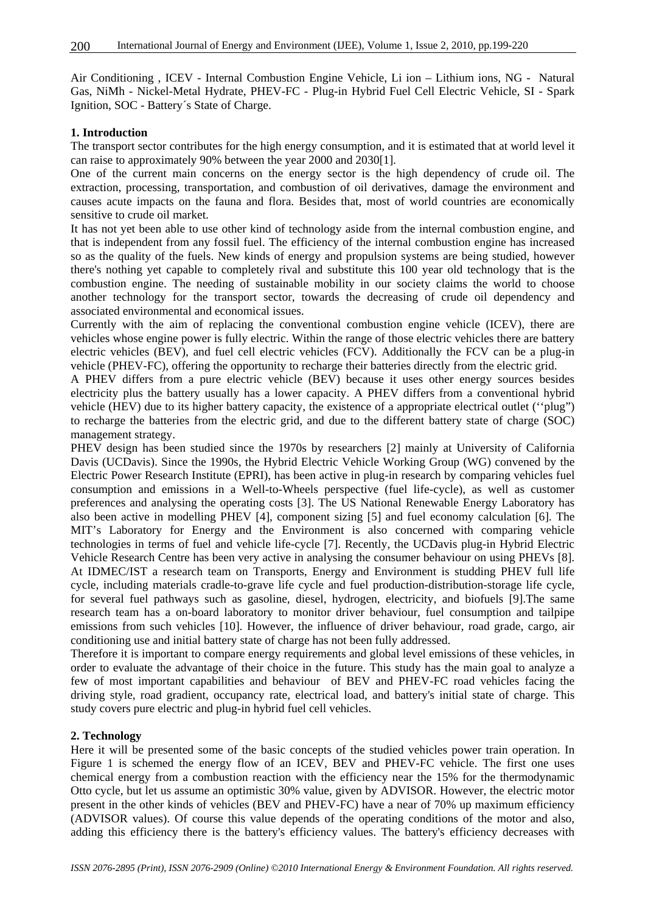Air Conditioning , ICEV - Internal Combustion Engine Vehicle, Li ion – Lithium ions, NG - Natural Gas, NiMh - Nickel-Metal Hydrate, PHEV-FC - Plug-in Hybrid Fuel Cell Electric Vehicle, SI - Spark Ignition, SOC - Battery´s State of Charge.

## 1. Introduction

The transport sector contributes for the high energy consumption, and it is estimated that at world level it can raise to approximately 90% between the year 2000 and 2030[1].

One of the current main concerns on the energy sector is the high dependency of crude oil. The extraction, processing, transportation, and combustion of oil derivatives, damage the environment and causes acute impacts on the fauna and flora. Besides that, most of world countries are economically sensitive to crude oil market.

It has not yet been able to use other kind of technology aside from the internal combustion engine, and that is independent from any fossil fuel. The efficiency of the internal combustion engine has increased so as the quality of the fuels. New kinds of energy and propulsion systems are being studied, however there's nothing yet capable to completely rival and substitute this 100 year old technology that is the combustion engine. The needing of sustainable mobility in our society claims the world to choose another technology for the transport sector, towards the decreasing of crude oil dependency and associated environmental and economical issues.

Currently with the aim of replacing the conventional combustion engine vehicle (ICEV), there are vehicles whose engine power is fully electric. Within the range of those electric vehicles there are battery electric vehicles (BEV), and fuel cell electric vehicles (FCV). Additionally the FCV can be a plug-in vehicle (PHEV-FC), offering the opportunity to recharge their batteries directly from the electric grid.

A PHEV differs from a pure electric vehicle (BEV) because it uses other energy sources besides electricity plus the battery usually has a lower capacity. A PHEV differs from a conventional hybrid vehicle (HEV) due to its higher battery capacity, the existence of a appropriate electrical outlet (''plug") to recharge the batteries from the electric grid, and due to the different battery state of charge (SOC) management strategy.

PHEV design has been studied since the 1970s by researchers [2] mainly at University of California Davis (UCDavis). Since the 1990s, the Hybrid Electric Vehicle Working Group (WG) convened by the Electric Power Research Institute (EPRI), has been active in plug-in research by comparing vehicles fuel consumption and emissions in a Well-to-Wheels perspective (fuel life-cycle), as well as customer preferences and analysing the operating costs [3]. The US National Renewable Energy Laboratory has also been active in modelling PHEV [4], component sizing [5] and fuel economy calculation [6]. The MIT's Laboratory for Energy and the Environment is also concerned with comparing vehicle technologies in terms of fuel and vehicle life-cycle [7]. Recently, the UCDavis plug-in Hybrid Electric Vehicle Research Centre has been very active in analysing the consumer behaviour on using PHEVs [8]. At IDMEC/IST a research team on Transports, Energy and Environment is studding PHEV full life cycle, including materials cradle-to-grave life cycle and fuel production-distribution-storage life cycle, for several fuel pathways such as gasoline, diesel, hydrogen, electricity, and biofuels [9].The same research team has a on-board laboratory to monitor driver behaviour, fuel consumption and tailpipe emissions from such vehicles [10]. However, the influence of driver behaviour, road grade, cargo, air conditioning use and initial battery state of charge has not been fully addressed.

Therefore it is important to compare energy requirements and global level emissions of these vehicles, in order to evaluate the advantage of their choice in the future. This study has the main goal to analyze a few of most important capabilities and behaviour of BEV and PHEV-FC road vehicles facing the driving style, road gradient, occupancy rate, electrical load, and battery's initial state of charge. This study covers pure electric and plug-in hybrid fuel cell vehicles.

## 2. Technology

Here it will be presented some of the basic concepts of the studied vehicles power train operation. In Figure 1 is schemed the energy flow of an ICEV, BEV and PHEV-FC vehicle. The first one uses chemical energy from a combustion reaction with the efficiency near the 15% for the thermodynamic Otto cycle, but let us assume an optimistic 30% value, given by ADVISOR. However, the electric motor present in the other kinds of vehicles (BEV and PHEV-FC) have a near of 70% up maximum efficiency (ADVISOR values). Of course this value depends of the operating conditions of the motor and also, adding this efficiency there is the battery's efficiency values. The battery's efficiency decreases with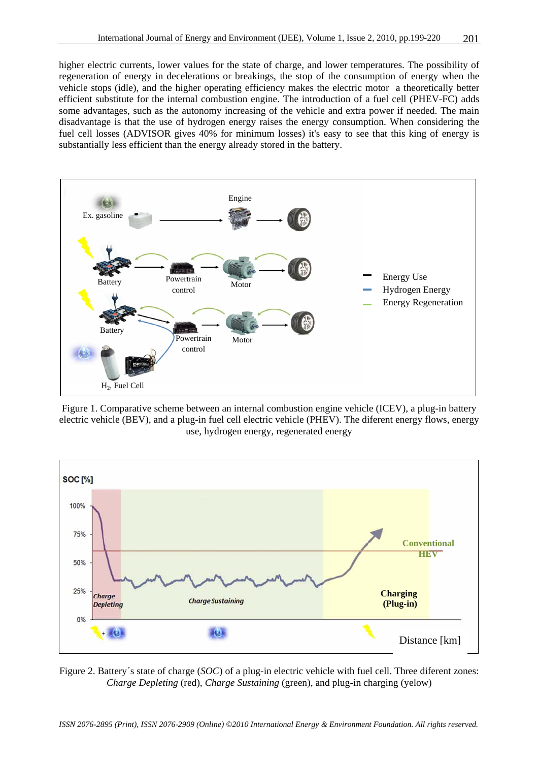higher electric currents, lower values for the state of charge, and lower temperatures. The possibility of regeneration of energy in decelerations or breakings, the stop of the consumption of energy when the vehicle stops (idle), and the higher operating efficiency makes the electric motor a theoretically better efficient substitute for the internal combustion engine. The introduction of a fuel cell (PHEV-FC) adds some advantages, such as the autonomy increasing of the vehicle and extra power if needed. The main disadvantage is that the use of hydrogen energy raises the energy consumption. When considering the fuel cell losses (ADVISOR gives 40% for minimum losses) it's easy to see that this king of energy is substantially less efficient than the energy already stored in the battery.

Figure 1. Comparative scheme between an internal combustion engine vehicle (ICEV), a plug-in battery electric vehicle (BEV), and a plug-in fuel cell electric vehicle (PHEV). The diferent energy flows, energy use, hydrogen energy, regenerated energy

Figure 2. Battery´s state of charge (*SOC*) of a plug-in electric vehicle with fuel cell. Three diferent zones: *Charge Depleting* (red), *Charge Sustaining* (green), and plug-in charging (yelow)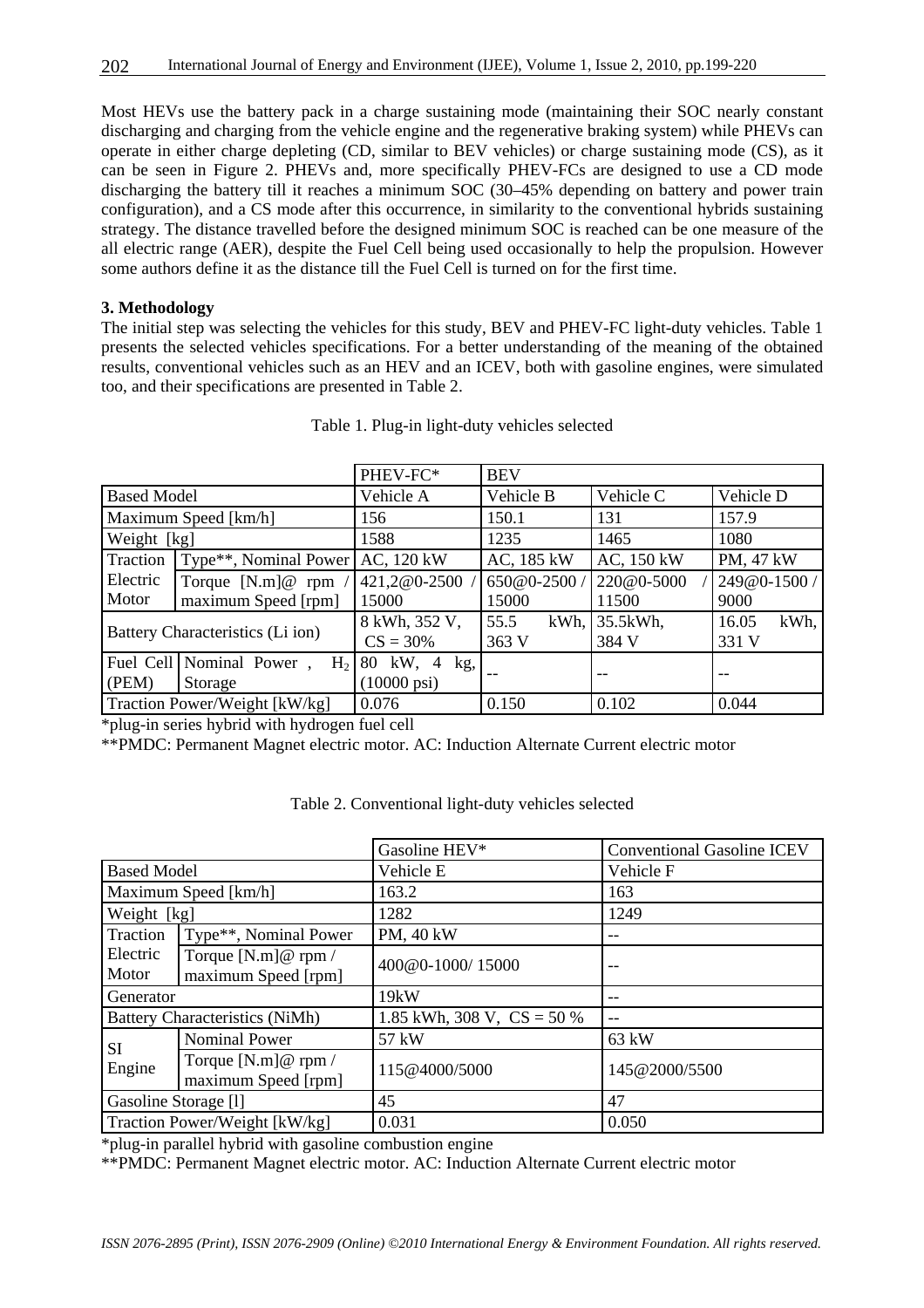Most HEVs use the battery pack in a charge sustaining mode (maintaining their SOC nearly constant discharging and charging from the vehicle engine and the regenerative braking system) while PHEVs can operate in either charge depleting (CD, similar to BEV vehicles) or charge sustaining mode (CS), as it can be seen in Figure 2. PHEVs and, more specifically PHEV-FCs are designed to use a CD mode discharging the battery till it reaches a minimum SOC (30–45% depending on battery and power train configuration), and a CS mode after this occurrence, in similarity to the conventional hybrids sustaining strategy. The distance travelled before the designed minimum SOC is reached can be one measure of the all electric range (AER), despite the Fuel Cell being used occasionally to help the propulsion. However some authors define it as the distance till the Fuel Cell is turned on for the first time.

**3. Methodology**

The initial step was selecting the vehicles for this study, BEV and PHEV-FC light-duty vehicles. Table 1 presents the selected vehicles specifications. For a better understanding of the meaning of the obtained results, conventional vehicles such as an HEV and an ICEV, both with gasoline engines, were simulated too, and their specifications are presented in Table 2.

Table 1. Plug-in light-duty vehicles selected

| | | PHEV-FC* | BEV | | |
|---|---|---|---|---|---|
| Based Model | | Vehicle A | Vehicle B | Vehicle C | Vehicle D |
| Maximum Speed [km/h] | | 156 | 150.1 | 131 | 157.9 |
| Weight [kg] | | 1588 | 1235 | 1465 | 1080 |
| Traction Electric Motor | Type**, Nominal Power | AC, 120 kW | AC, 185 kW | AC, 150 kW | PM, 47 kW |
| | Torque [N.m]@ rpm / maximum Speed [rpm] | 421,2@0-2500 / 15000 | 650@0-2500 / 15000 | 220@0-5000 / 11500 | 249@0-1500 / 9000 |
| Battery Characteristics (Li ion) | | 8 kWh, 352 V, CS = 30% | 55.5 kWh, 363 V | 35.5kWh, 384 V | 16.05 kWh, 331 V |
| Fuel Cell (PEM) | Nominal Power , $H_2$ Storage | 80 kW, 4 kg, (10000 psi) | -- | -- | -- |
| Traction Power/Weight [kW/kg] | | 0.076 | 0.150 | 0.102 | 0.044 |

*plug-in series hybrid with hydrogen fuel cell

**PMDC: Permanent Magnet electric motor. AC: Induction Alternate Current electric motor

Table 2. Conventional light-duty vehicles selected

| | | Gasoline HEV* | Conventional Gasoline ICEV |
|---|---|---|---|
| Based Model | | Vehicle E | Vehicle F |
| Maximum Speed [km/h] | | 163.2 | 163 |
| Weight [kg] | | 1282 | 1249 |
| Traction Electric Motor | Type**, Nominal Power | PM, 40 kW | -- |
| | Torque [N.m]@ rpm / maximum Speed [rpm] | 400@0-1000/ 15000 | -- |
| Generator | | 19kW | -- |
| Battery Characteristics (NiMh) | | 1.85 kWh, 308 V, CS = 50 % | -- |
| SI Engine | Nominal Power | 57 kW | 63 kW |
| | Torque [N.m]@ rpm / maximum Speed [rpm] | 115@4000/5000 | 145@2000/5500 |
| Gasoline Storage [l] | | 45 | 47 |
| Traction Power/Weight [kW/kg] | | 0.031 | 0.050 |

*plug-in parallel hybrid with gasoline combustion engine

**PMDC: Permanent Magnet electric motor. AC: Induction Alternate Current electric motor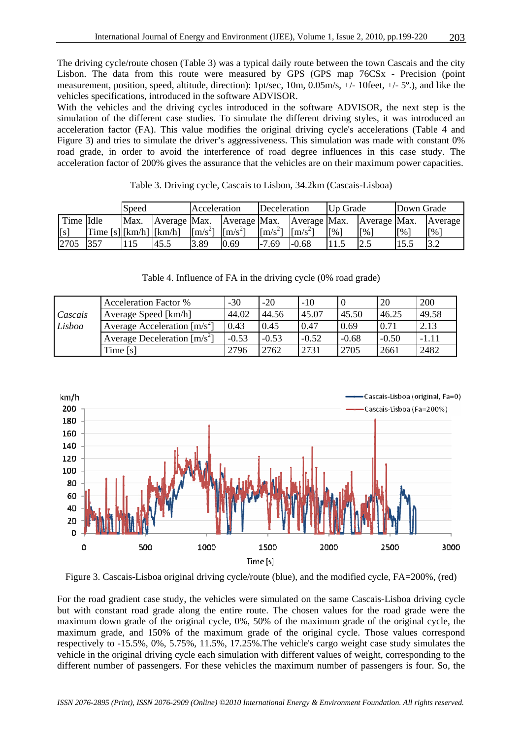The driving cycle/route chosen (Table 3) was a typical daily route between the town Cascais and the city Lisbon. The data from this route were measured by GPS (GPS map 76CSx - Precision (point measurement, position, speed, altitude, direction): 1pt/sec, 10m, 0.05m/s, +/- 10feet, +/- 5º.), and like the vehicles specifications, introduced in the software ADVISOR.

With the vehicles and the driving cycles introduced in the software ADVISOR, the next step is the simulation of the different case studies. To simulate the different driving styles, it was introduced an acceleration factor (FA). This value modifies the original driving cycle's accelerations (Table 4 and Figure 3) and tries to simulate the driver's aggressiveness. This simulation was made with constant 0% road grade, in order to avoid the interference of road degree influences in this case study. The acceleration factor of 200% gives the assurance that the vehicles are on their maximum power capacities.

Table 3. Driving cycle, Cascais to Lisbon, 34.2km (Cascais-Lisboa)

| | | Speed | | Acceleration | | Deceleration | | Up Grade | | Down Grade | |
|---|---|---|---|---|---|---|---|---|---|---|---|
| Time [s] | Idle Time [s] | Max. [km/h] | Average [km/h] | Max. [m/s$^2$] | Average [m/s$^2$] | Max. [m/s$^2$] | Average [m/s$^2$] | Max. [%] | Average [%] | Max. [%] | Average [%] |
| 2705 | 357 | 115 | 45.5 | 3.89 | 0.69 | -7.69 | -0.68 | 11.5 | 2.5 | 15.5 | 3.2 |

Table 4. Influence of FA in the driving cycle (0% road grade)

| | | | | | | | |
|---|---|---|---|---|---|---|---|
| *Cascais Lisboa* | Acceleration Factor % | -30 | -20 | -10 | 0 | 20 | 200 |
| | Average Speed [km/h] | 44.02 | 44.56 | 45.07 | 45.50 | 46.25 | 49.58 |
| | Average Acceleration [m/s$^2$] | 0.43 | 0.45 | 0.47 | 0.69 | 0.71 | 2.13 |
| | Average Deceleration [m/s$^2$] | -0.53 | -0.53 | -0.52 | -0.68 | -0.50 | -1.11 |
| | Time [s] | 2796 | 2762 | 2731 | 2705 | 2661 | 2482 |

Figure 3. Cascais-Lisboa original driving cycle/route (blue), and the modified cycle, FA=200%, (red)

For the road gradient case study, the vehicles were simulated on the same Cascais-Lisboa driving cycle but with constant road grade along the entire route. The chosen values for the road grade were the maximum down grade of the original cycle, 0%, 50% of the maximum grade of the original cycle, the maximum grade, and 150% of the maximum grade of the original cycle. Those values correspond respectively to -15.5%, 0%, 5.75%, 11.5%, 17.25%.The vehicle's cargo weight case study simulates the vehicle in the original driving cycle each simulation with different values of weight, corresponding to the different number of passengers. For these vehicles the maximum number of passengers is four. So, the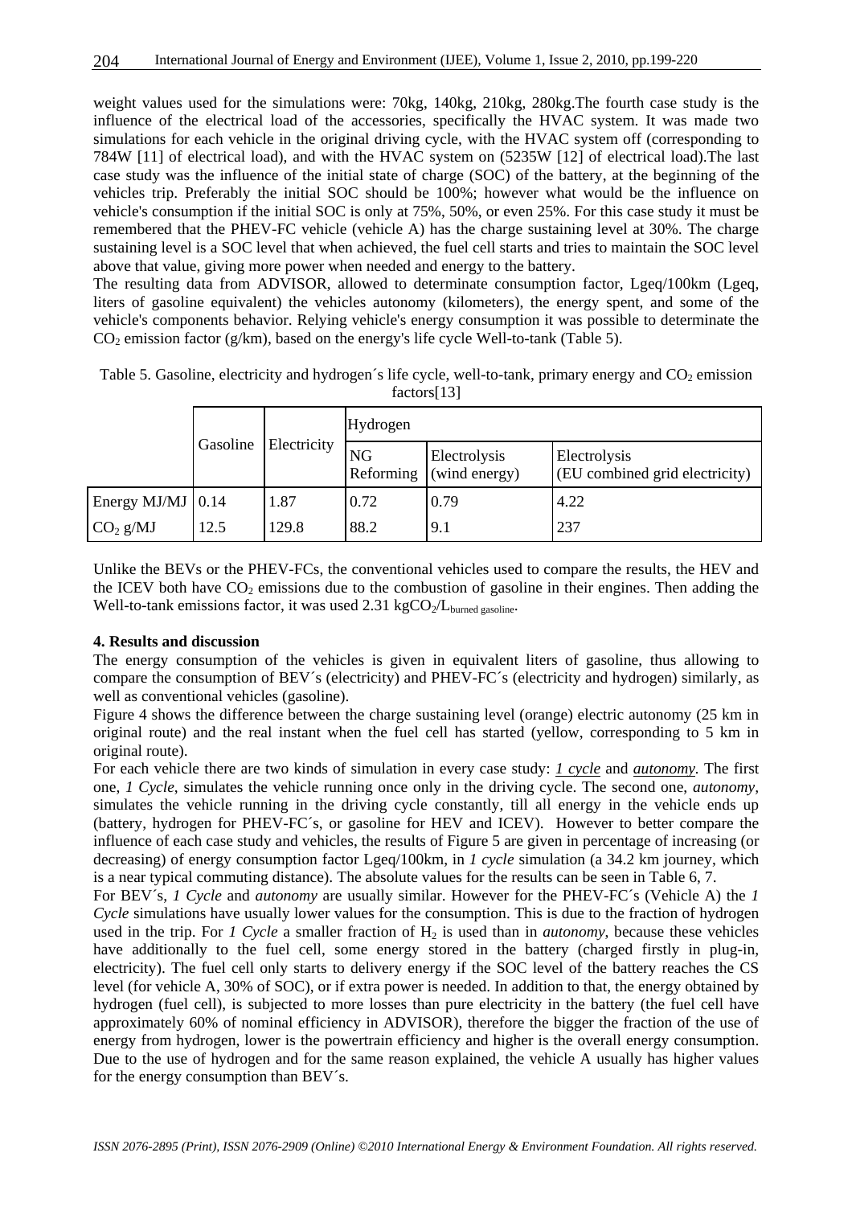weight values used for the simulations were: 70kg, 140kg, 210kg, 280kg.The fourth case study is the influence of the electrical load of the accessories, specifically the HVAC system. It was made two simulations for each vehicle in the original driving cycle, with the HVAC system off (corresponding to 784W [11] of electrical load), and with the HVAC system on (5235W [12] of electrical load).The last case study was the influence of the initial state of charge (SOC) of the battery, at the beginning of the vehicles trip. Preferably the initial SOC should be 100%; however what would be the influence on vehicle's consumption if the initial SOC is only at 75%, 50%, or even 25%. For this case study it must be remembered that the PHEV-FC vehicle (vehicle A) has the charge sustaining level at 30%. The charge sustaining level is a SOC level that when achieved, the fuel cell starts and tries to maintain the SOC level above that value, giving more power when needed and energy to the battery.

The resulting data from ADVISOR, allowed to determinate consumption factor, Lgeq/100km (Lgeq, liters of gasoline equivalent) the vehicles autonomy (kilometers), the energy spent, and some of the vehicle's components behavior. Relying vehicle's energy consumption it was possible to determinate the $CO_2$ emission factor (g/km), based on the energy's life cycle Well-to-tank (Table 5).

Table 5. Gasoline, electricity and hydrogen´s life cycle, well-to-tank, primary energy and $CO_2$ emission factors[13]

| | Gasoline | Electricity | Hydrogen | | |
|---|---|---|---|---|---|
| | | | NG Reforming | Electrolysis (wind energy) | Electrolysis (EU combined grid electricity) |
| Energy MJ/MJ | 0.14 | 1.87 | 0.72 | 0.79 | 4.22 |
| $CO_2$ g/MJ | 12.5 | 129.8 | 88.2 | 9.1 | 237 |

Unlike the BEVs or the PHEV-FCs, the conventional vehicles used to compare the results, the HEV and the ICEV both have $CO_2$ emissions due to the combustion of gasoline in their engines. Then adding the Well-to-tank emissions factor, it was used 2.31 $kgCO_2/L_{burned\ gasoline}$.

**4. Results and discussion**

The energy consumption of the vehicles is given in equivalent liters of gasoline, thus allowing to compare the consumption of BEV´s (electricity) and PHEV-FC´s (electricity and hydrogen) similarly, as well as conventional vehicles (gasoline).

Figure 4 shows the difference between the charge sustaining level (orange) electric autonomy (25 km in original route) and the real instant when the fuel cell has started (yellow, corresponding to 5 km in original route).

For each vehicle there are two kinds of simulation in every case study: *1 cycle* and *autonomy.* The first one, *1 Cycle*, simulates the vehicle running once only in the driving cycle. The second one, *autonomy,* simulates the vehicle running in the driving cycle constantly, till all energy in the vehicle ends up (battery, hydrogen for PHEV-FC´s, or gasoline for HEV and ICEV). However to better compare the influence of each case study and vehicles, the results of Figure 5 are given in percentage of increasing (or decreasing) of energy consumption factor Lgeq/100km, in *1 cycle* simulation (a 34.2 km journey, which is a near typical commuting distance). The absolute values for the results can be seen in Table 6, 7.

For BEV´s, *1 Cycle* and *autonomy* are usually similar. However for the PHEV-FC´s (Vehicle A) the *1 Cycle* simulations have usually lower values for the consumption. This is due to the fraction of hydrogen used in the trip. For *1 Cycle* a smaller fraction of $H_2$ is used than in *autonomy*, because these vehicles have additionally to the fuel cell, some energy stored in the battery (charged firstly in plug-in, electricity). The fuel cell only starts to delivery energy if the SOC level of the battery reaches the CS level (for vehicle A, 30% of SOC), or if extra power is needed. In addition to that, the energy obtained by hydrogen (fuel cell), is subjected to more losses than pure electricity in the battery (the fuel cell have approximately 60% of nominal efficiency in ADVISOR), therefore the bigger the fraction of the use of energy from hydrogen, lower is the powertrain efficiency and higher is the overall energy consumption. Due to the use of hydrogen and for the same reason explained, the vehicle A usually has higher values for the energy consumption than BEV´s.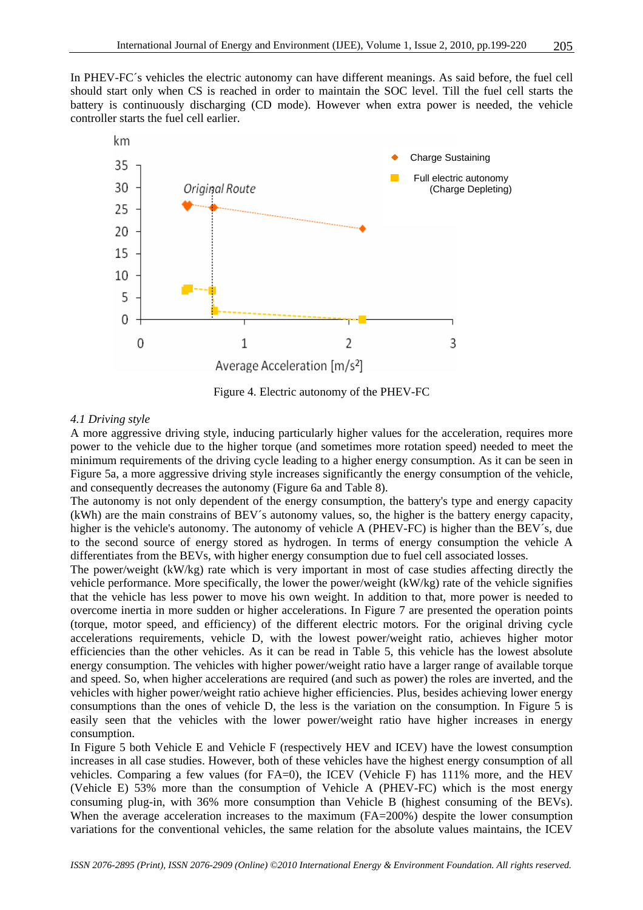In PHEV-FC´s vehicles the electric autonomy can have different meanings. As said before, the fuel cell should start only when CS is reached in order to maintain the SOC level. Till the fuel cell starts the battery is continuously discharging (CD mode). However when extra power is needed, the vehicle controller starts the fuel cell earlier.

Figure 4. Electric autonomy of the PHEV-FC

*4.1 Driving style*

A more aggressive driving style, inducing particularly higher values for the acceleration, requires more power to the vehicle due to the higher torque (and sometimes more rotation speed) needed to meet the minimum requirements of the driving cycle leading to a higher energy consumption. As it can be seen in Figure 5a, a more aggressive driving style increases significantly the energy consumption of the vehicle, and consequently decreases the autonomy (Figure 6a and Table 8).

The autonomy is not only dependent of the energy consumption, the battery's type and energy capacity (kWh) are the main constrains of BEV´s autonomy values, so, the higher is the battery energy capacity, higher is the vehicle's autonomy. The autonomy of vehicle A (PHEV-FC) is higher than the BEV´s, due to the second source of energy stored as hydrogen. In terms of energy consumption the vehicle A differentiates from the BEVs, with higher energy consumption due to fuel cell associated losses.

The power/weight (kW/kg) rate which is very important in most of case studies affecting directly the vehicle performance. More specifically, the lower the power/weight (kW/kg) rate of the vehicle signifies that the vehicle has less power to move his own weight. In addition to that, more power is needed to overcome inertia in more sudden or higher accelerations. In Figure 7 are presented the operation points (torque, motor speed, and efficiency) of the different electric motors. For the original driving cycle accelerations requirements, vehicle D, with the lowest power/weight ratio, achieves higher motor efficiencies than the other vehicles. As it can be read in Table 5, this vehicle has the lowest absolute energy consumption. The vehicles with higher power/weight ratio have a larger range of available torque and speed. So, when higher accelerations are required (and such as power) the roles are inverted, and the vehicles with higher power/weight ratio achieve higher efficiencies. Plus, besides achieving lower energy consumptions than the ones of vehicle D, the less is the variation on the consumption. In Figure 5 is easily seen that the vehicles with the lower power/weight ratio have higher increases in energy consumption.

In Figure 5 both Vehicle E and Vehicle F (respectively HEV and ICEV) have the lowest consumption increases in all case studies. However, both of these vehicles have the highest energy consumption of all vehicles. Comparing a few values (for FA=0), the ICEV (Vehicle F) has 111% more, and the HEV (Vehicle E) 53% more than the consumption of Vehicle A (PHEV-FC) which is the most energy consuming plug-in, with 36% more consumption than Vehicle B (highest consuming of the BEVs). When the average acceleration increases to the maximum (FA=200%) despite the lower consumption variations for the conventional vehicles, the same relation for the absolute values maintains, the ICEV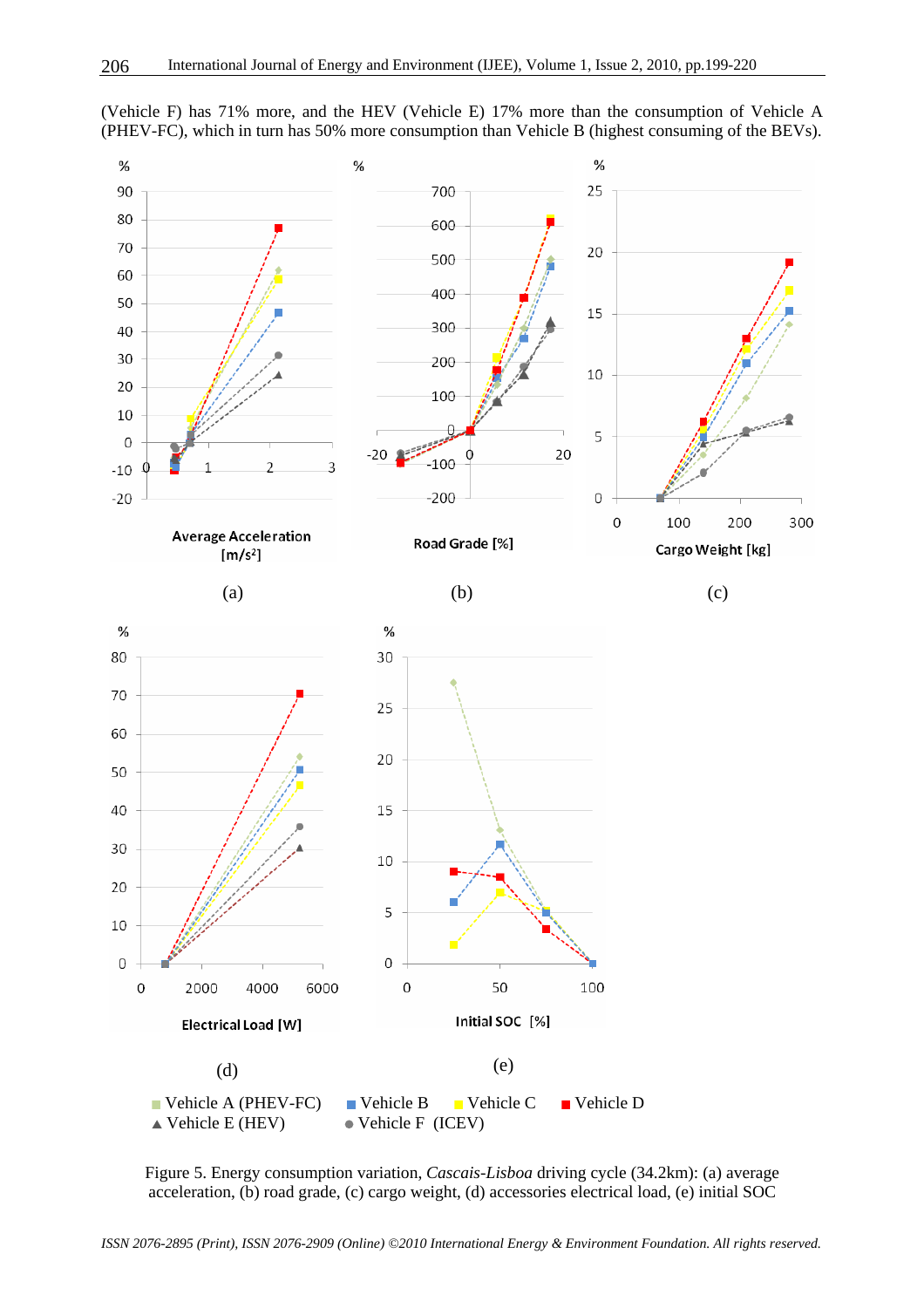(Vehicle F) has 71% more, and the HEV (Vehicle E) 17% more than the consumption of Vehicle A (PHEV-FC), which in turn has 50% more consumption than Vehicle B (highest consuming of the BEVs).

Figure 5. Energy consumption variation, *Cascais-Lisboa* driving cycle (34.2km): (a) average acceleration, (b) road grade, (c) cargo weight, (d) accessories electrical load, (e) initial SOC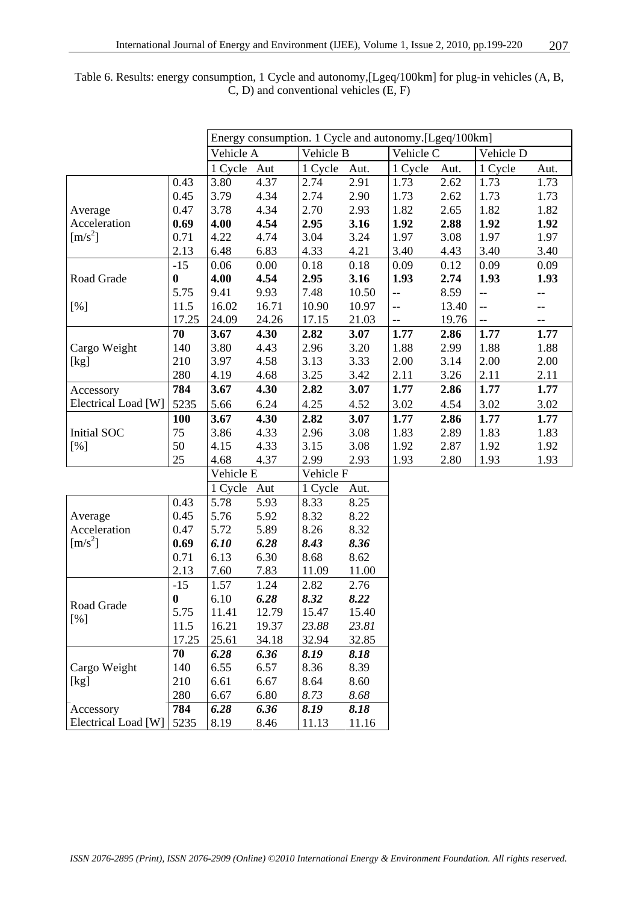Table 6. Results: energy consumption, 1 Cycle and autonomy,[Lgeq/100km] for plug-in vehicles (A, B, C, D) and conventional vehicles (E, F)

| | | Energy consumption. 1 Cycle and autonomy.[Lgeq/100km] | | | | | | | |
|---|---|---|---|---|---|---|---|---|---|
| | | Vehicle A | | Vehicle B | | Vehicle C | | Vehicle D | |
| | | 1 Cycle | Aut | 1 Cycle | Aut. | 1 Cycle | Aut. | 1 Cycle | Aut. |
| Average Acceleration [m/s$^2$] | 0.43 | 3.80 | 4.37 | 2.74 | 2.91 | 1.73 | 2.62 | 1.73 | 1.73 |
| | 0.45 | 3.79 | 4.34 | 2.74 | 2.90 | 1.73 | 2.62 | 1.73 | 1.73 |
| | 0.47 | 3.78 | 4.34 | 2.70 | 2.93 | 1.82 | 2.65 | 1.82 | 1.82 |
| | **0.69** | **4.00** | **4.54** | **2.95** | **3.16** | **1.92** | **2.88** | **1.92** | **1.92** |
| | 0.71 | 4.22 | 4.74 | 3.04 | 3.24 | 1.97 | 3.08 | 1.97 | 1.97 |
| | 2.13 | 6.48 | 6.83 | 4.33 | 4.21 | 3.40 | 4.43 | 3.40 | 3.40 |
| Road Grade [%] | -15 | 0.06 | 0.00 | 0.18 | 0.18 | 0.09 | 0.12 | 0.09 | 0.09 |
| | **0** | **4.00** | **4.54** | **2.95** | **3.16** | **1.93** | **2.74** | **1.93** | **1.93** |
| | 5.75 | 9.41 | 9.93 | 7.48 | 10.50 | -- | 8.59 | -- | -- |
| | 11.5 | 16.02 | 16.71 | 10.90 | 10.97 | -- | 13.40 | -- | -- |
| | 17.25 | 24.09 | 24.26 | 17.15 | 21.03 | -- | 19.76 | -- | -- |
| Cargo Weight [kg] | **70** | **3.67** | **4.30** | **2.82** | **3.07** | **1.77** | **2.86** | **1.77** | **1.77** |
| | 140 | 3.80 | 4.43 | 2.96 | 3.20 | 1.88 | 2.99 | 1.88 | 1.88 |
| | 210 | 3.97 | 4.58 | 3.13 | 3.33 | 2.00 | 3.14 | 2.00 | 2.00 |
| | 280 | 4.19 | 4.68 | 3.25 | 3.42 | 2.11 | 3.26 | 2.11 | 2.11 |
| Accessory Electrical Load [W] | **784** | **3.67** | **4.30** | **2.82** | **3.07** | **1.77** | **2.86** | **1.77** | **1.77** |
| | 5235 | 5.66 | 6.24 | 4.25 | 4.52 | 3.02 | 4.54 | 3.02 | 3.02 |
| Initial SOC [%] | **100** | **3.67** | **4.30** | **2.82** | **3.07** | **1.77** | **2.86** | **1.77** | **1.77** |
| | 75 | 3.86 | 4.33 | 2.96 | 3.08 | 1.83 | 2.89 | 1.83 | 1.83 |
| | 50 | 4.15 | 4.33 | 3.15 | 3.08 | 1.92 | 2.87 | 1.92 | 1.92 |
| | 25 | 4.68 | 4.37 | 2.99 | 2.93 | 1.93 | 2.80 | 1.93 | 1.93 |

| | | Vehicle E | | Vehicle F | |
|---|---|---|---|---|---|
| | | 1 Cycle | Aut | 1 Cycle | Aut. |
| Average Acceleration [m/s$^2$] | 0.43 | 5.78 | 5.93 | 8.33 | 8.25 |
| | 0.45 | 5.76 | 5.92 | 8.32 | 8.22 |
| | 0.47 | 5.72 | 5.89 | 8.26 | 8.32 |
| | **0.69** | ***6.10*** | ***6.28*** | ***8.43*** | ***8.36*** |
| | 0.71 | 6.13 | 6.30 | 8.68 | 8.62 |
| | 2.13 | 7.60 | 7.83 | 11.09 | 11.00 |
| Road Grade [%] | -15 | 1.57 | 1.24 | 2.82 | 2.76 |
| | **0** | 6.10 | ***6.28*** | ***8.32*** | ***8.22*** |
| | 5.75 | 11.41 | 12.79 | 15.47 | 15.40 |
| | 11.5 | 16.21 | 19.37 | *23.88* | *23.81* |
| | 17.25 | 25.61 | 34.18 | 32.94 | 32.85 |
| Cargo Weight [kg] | **70** | ***6.28*** | ***6.36*** | ***8.19*** | ***8.18*** |
| | 140 | 6.55 | 6.57 | 8.36 | 8.39 |
| | 210 | 6.61 | 6.67 | 8.64 | 8.60 |
| | 280 | 6.67 | 6.80 | *8.73* | *8.68* |
| Accessory Electrical Load [W] | **784** | ***6.28*** | ***6.36*** | ***8.19*** | ***8.18*** |
| | 5235 | 8.19 | 8.46 | 11.13 | 11.16 |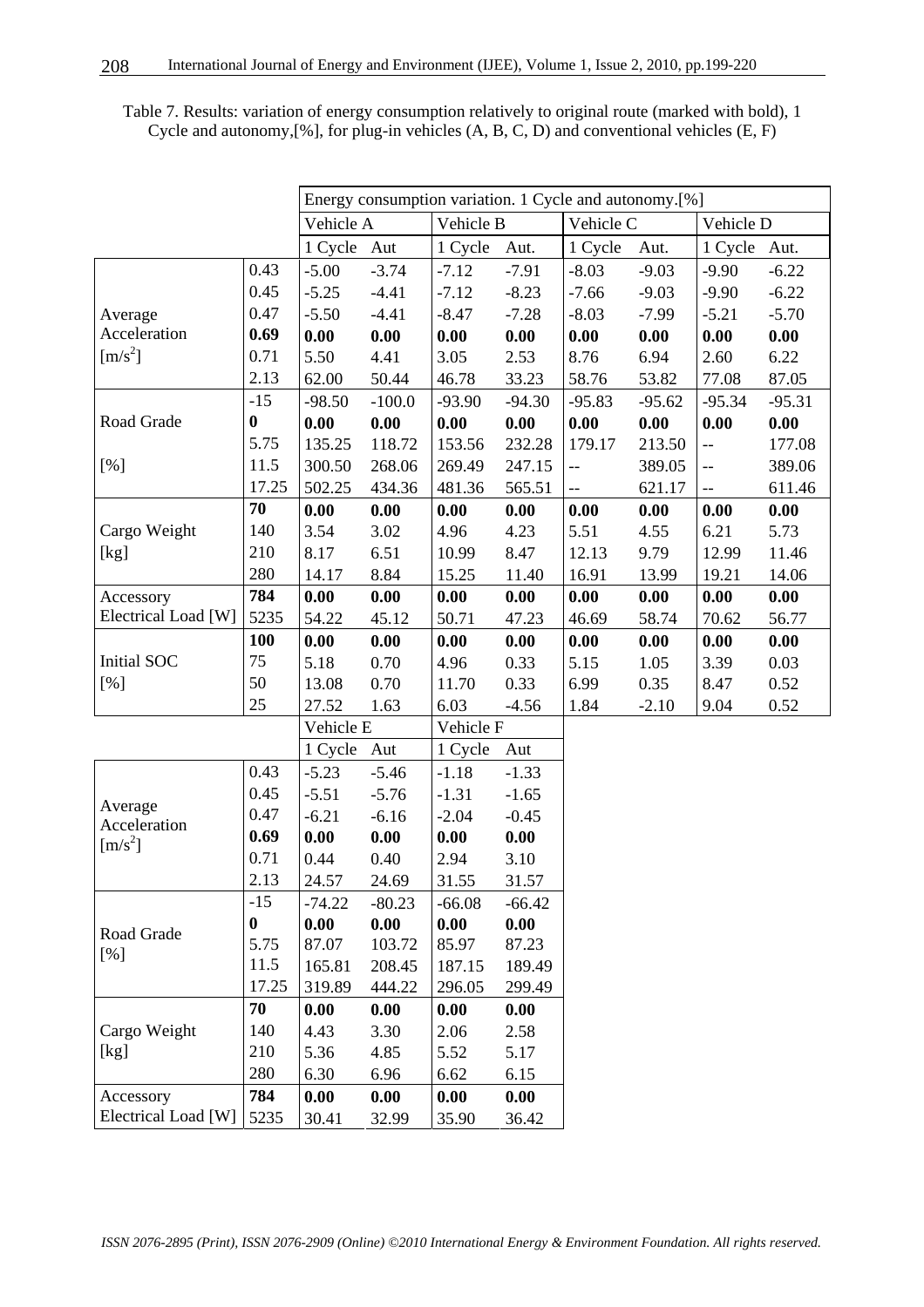Table 7. Results: variation of energy consumption relatively to original route (marked with bold), 1 Cycle and autonomy,[%], for plug-in vehicles (A, B, C, D) and conventional vehicles (E, F)

| | | Energy consumption variation. 1 Cycle and autonomy.[%] | | | | | | | |
|---|---|---|---|---|---|---|---|---|---|
| | | Vehicle A | | Vehicle B | | Vehicle C | | Vehicle D | |
| | | 1 Cycle | Aut | 1 Cycle | Aut. | 1 Cycle | Aut. | 1 Cycle | Aut. |
| Average Acceleration [m/s$^2$] | 0.43 | -5.00 | -3.74 | -7.12 | -7.91 | -8.03 | -9.03 | -9.90 | -6.22 |
| | 0.45 | -5.25 | -4.41 | -7.12 | -8.23 | -7.66 | -9.03 | -9.90 | -6.22 |
| | 0.47 | -5.50 | -4.41 | -8.47 | -7.28 | -8.03 | -7.99 | -5.21 | -5.70 |
| | **0.69** | **0.00** | **0.00** | **0.00** | **0.00** | **0.00** | **0.00** | **0.00** | **0.00** |
| | 0.71 | 5.50 | 4.41 | 3.05 | 2.53 | 8.76 | 6.94 | 2.60 | 6.22 |
| | 2.13 | 62.00 | 50.44 | 46.78 | 33.23 | 58.76 | 53.82 | 77.08 | 87.05 |
| Road Grade [%] | -15 | -98.50 | -100.0 | -93.90 | -94.30 | -95.83 | -95.62 | -95.34 | -95.31 |
| | **0** | **0.00** | **0.00** | **0.00** | **0.00** | **0.00** | **0.00** | **0.00** | **0.00** |
| | 5.75 | 135.25 | 118.72 | 153.56 | 232.28 | 179.17 | 213.50 | -- | 177.08 |
| | 11.5 | 300.50 | 268.06 | 269.49 | 247.15 | -- | 389.05 | -- | 389.06 |
| | 17.25 | 502.25 | 434.36 | 481.36 | 565.51 | -- | 621.17 | -- | 611.46 |
| Cargo Weight [kg] | **70** | **0.00** | **0.00** | **0.00** | **0.00** | **0.00** | **0.00** | **0.00** | **0.00** |
| | 140 | 3.54 | 3.02 | 4.96 | 4.23 | 5.51 | 4.55 | 6.21 | 5.73 |
| | 210 | 8.17 | 6.51 | 10.99 | 8.47 | 12.13 | 9.79 | 12.99 | 11.46 |
| | 280 | 14.17 | 8.84 | 15.25 | 11.40 | 16.91 | 13.99 | 19.21 | 14.06 |
| Accessory Electrical Load [W] | **784** | **0.00** | **0.00** | **0.00** | **0.00** | **0.00** | **0.00** | **0.00** | **0.00** |
| | 5235 | 54.22 | 45.12 | 50.71 | 47.23 | 46.69 | 58.74 | 70.62 | 56.77 |
| Initial SOC [%] | **100** | **0.00** | **0.00** | **0.00** | **0.00** | **0.00** | **0.00** | **0.00** | **0.00** |
| | 75 | 5.18 | 0.70 | 4.96 | 0.33 | 5.15 | 1.05 | 3.39 | 0.03 |
| | 50 | 13.08 | 0.70 | 11.70 | 0.33 | 6.99 | 0.35 | 8.47 | 0.52 |
| | 25 | 27.52 | 1.63 | 6.03 | -4.56 | 1.84 | -2.10 | 9.04 | 0.52 |

| | | Vehicle E | | Vehicle F | |
|---|---|---|---|---|---|
| | | 1 Cycle | Aut | 1 Cycle | Aut |
| Average Acceleration [m/s$^2$] | 0.43 | -5.23 | -5.46 | -1.18 | -1.33 |
| | 0.45 | -5.51 | -5.76 | -1.31 | -1.65 |
| | 0.47 | -6.21 | -6.16 | -2.04 | -0.45 |
| | **0.69** | **0.00** | **0.00** | **0.00** | **0.00** |
| | 0.71 | 0.44 | 0.40 | 2.94 | 3.10 |
| | 2.13 | 24.57 | 24.69 | 31.55 | 31.57 |
| Road Grade [%] | -15 | -74.22 | -80.23 | -66.08 | -66.42 |
| | **0** | **0.00** | **0.00** | **0.00** | **0.00** |
| | 5.75 | 87.07 | 103.72 | 85.97 | 87.23 |
| | 11.5 | 165.81 | 208.45 | 187.15 | 189.49 |
| | 17.25 | 319.89 | 444.22 | 296.05 | 299.49 |
| Cargo Weight [kg] | **70** | **0.00** | **0.00** | **0.00** | **0.00** |
| | 140 | 4.43 | 3.30 | 2.06 | 2.58 |
| | 210 | 5.36 | 4.85 | 5.52 | 5.17 |
| | 280 | 6.30 | 6.96 | 6.62 | 6.15 |
| Accessory Electrical Load [W] | **784** | **0.00** | **0.00** | **0.00** | **0.00** |
| | 5235 | 30.41 | 32.99 | 35.90 | 36.42 |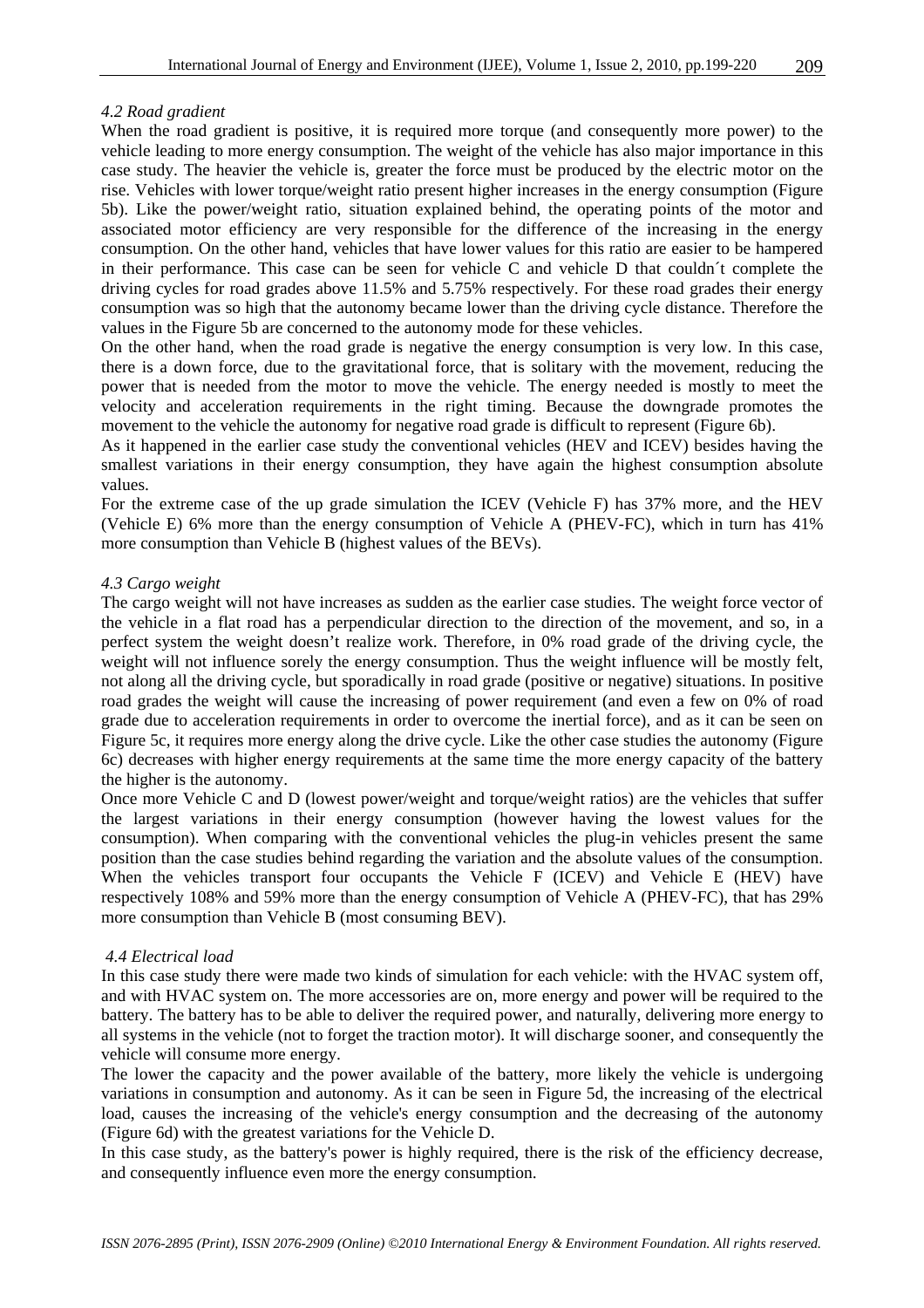### *4.2 Road gradient*

When the road gradient is positive, it is required more torque (and consequently more power) to the vehicle leading to more energy consumption. The weight of the vehicle has also major importance in this case study. The heavier the vehicle is, greater the force must be produced by the electric motor on the rise. Vehicles with lower torque/weight ratio present higher increases in the energy consumption (Figure 5b). Like the power/weight ratio, situation explained behind, the operating points of the motor and associated motor efficiency are very responsible for the difference of the increasing in the energy consumption. On the other hand, vehicles that have lower values for this ratio are easier to be hampered in their performance. This case can be seen for vehicle C and vehicle D that couldn´t complete the driving cycles for road grades above 11.5% and 5.75% respectively. For these road grades their energy consumption was so high that the autonomy became lower than the driving cycle distance. Therefore the values in the Figure 5b are concerned to the autonomy mode for these vehicles.

On the other hand, when the road grade is negative the energy consumption is very low. In this case, there is a down force, due to the gravitational force, that is solitary with the movement, reducing the power that is needed from the motor to move the vehicle. The energy needed is mostly to meet the velocity and acceleration requirements in the right timing. Because the downgrade promotes the movement to the vehicle the autonomy for negative road grade is difficult to represent (Figure 6b).

As it happened in the earlier case study the conventional vehicles (HEV and ICEV) besides having the smallest variations in their energy consumption, they have again the highest consumption absolute values.

For the extreme case of the up grade simulation the ICEV (Vehicle F) has 37% more, and the HEV (Vehicle E) 6% more than the energy consumption of Vehicle A (PHEV-FC), which in turn has 41% more consumption than Vehicle B (highest values of the BEVs).

### *4.3 Cargo weight*

The cargo weight will not have increases as sudden as the earlier case studies. The weight force vector of the vehicle in a flat road has a perpendicular direction to the direction of the movement, and so, in a perfect system the weight doesn't realize work. Therefore, in 0% road grade of the driving cycle, the weight will not influence sorely the energy consumption. Thus the weight influence will be mostly felt, not along all the driving cycle, but sporadically in road grade (positive or negative) situations. In positive road grades the weight will cause the increasing of power requirement (and even a few on 0% of road grade due to acceleration requirements in order to overcome the inertial force), and as it can be seen on Figure 5c, it requires more energy along the drive cycle. Like the other case studies the autonomy (Figure 6c) decreases with higher energy requirements at the same time the more energy capacity of the battery the higher is the autonomy.

Once more Vehicle C and D (lowest power/weight and torque/weight ratios) are the vehicles that suffer the largest variations in their energy consumption (however having the lowest values for the consumption). When comparing with the conventional vehicles the plug-in vehicles present the same position than the case studies behind regarding the variation and the absolute values of the consumption. When the vehicles transport four occupants the Vehicle F (ICEV) and Vehicle E (HEV) have respectively 108% and 59% more than the energy consumption of Vehicle A (PHEV-FC), that has 29% more consumption than Vehicle B (most consuming BEV).

### *4.4 Electrical load*

In this case study there were made two kinds of simulation for each vehicle: with the HVAC system off, and with HVAC system on. The more accessories are on, more energy and power will be required to the battery. The battery has to be able to deliver the required power, and naturally, delivering more energy to all systems in the vehicle (not to forget the traction motor). It will discharge sooner, and consequently the vehicle will consume more energy.

The lower the capacity and the power available of the battery, more likely the vehicle is undergoing variations in consumption and autonomy. As it can be seen in Figure 5d, the increasing of the electrical load, causes the increasing of the vehicle's energy consumption and the decreasing of the autonomy (Figure 6d) with the greatest variations for the Vehicle D.

In this case study, as the battery's power is highly required, there is the risk of the efficiency decrease, and consequently influence even more the energy consumption.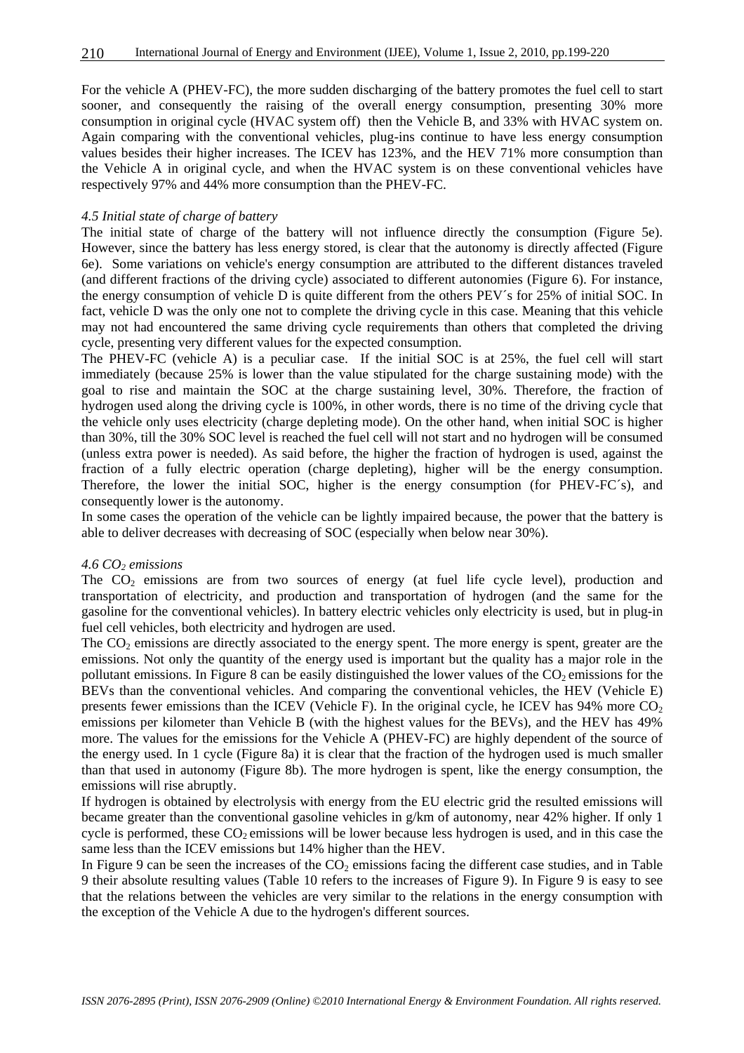For the vehicle A (PHEV-FC), the more sudden discharging of the battery promotes the fuel cell to start sooner, and consequently the raising of the overall energy consumption, presenting 30% more consumption in original cycle (HVAC system off) then the Vehicle B, and 33% with HVAC system on. Again comparing with the conventional vehicles, plug-ins continue to have less energy consumption values besides their higher increases. The ICEV has 123%, and the HEV 71% more consumption than the Vehicle A in original cycle, and when the HVAC system is on these conventional vehicles have respectively 97% and 44% more consumption than the PHEV-FC.

#### *4.5 Initial state of charge of battery*

The initial state of charge of the battery will not influence directly the consumption (Figure 5e). However, since the battery has less energy stored, is clear that the autonomy is directly affected (Figure 6e). Some variations on vehicle's energy consumption are attributed to the different distances traveled (and different fractions of the driving cycle) associated to different autonomies (Figure 6). For instance, the energy consumption of vehicle D is quite different from the others PEV´s for 25% of initial SOC. In fact, vehicle D was the only one not to complete the driving cycle in this case. Meaning that this vehicle may not had encountered the same driving cycle requirements than others that completed the driving cycle, presenting very different values for the expected consumption.

The PHEV-FC (vehicle A) is a peculiar case. If the initial SOC is at 25%, the fuel cell will start immediately (because 25% is lower than the value stipulated for the charge sustaining mode) with the goal to rise and maintain the SOC at the charge sustaining level, 30%. Therefore, the fraction of hydrogen used along the driving cycle is 100%, in other words, there is no time of the driving cycle that the vehicle only uses electricity (charge depleting mode). On the other hand, when initial SOC is higher than 30%, till the 30% SOC level is reached the fuel cell will not start and no hydrogen will be consumed (unless extra power is needed). As said before, the higher the fraction of hydrogen is used, against the fraction of a fully electric operation (charge depleting), higher will be the energy consumption. Therefore, the lower the initial SOC, higher is the energy consumption (for PHEV-FC´s), and consequently lower is the autonomy.

In some cases the operation of the vehicle can be lightly impaired because, the power that the battery is able to deliver decreases with decreasing of SOC (especially when below near 30%).

#### *4.6 $CO_2$ emissions*

The $CO_2$ emissions are from two sources of energy (at fuel life cycle level), production and transportation of electricity, and production and transportation of hydrogen (and the same for the gasoline for the conventional vehicles). In battery electric vehicles only electricity is used, but in plug-in fuel cell vehicles, both electricity and hydrogen are used.

The $CO_2$ emissions are directly associated to the energy spent. The more energy is spent, greater are the emissions. Not only the quantity of the energy used is important but the quality has a major role in the pollutant emissions. In Figure 8 can be easily distinguished the lower values of the $CO_2$ emissions for the BEVs than the conventional vehicles. And comparing the conventional vehicles, the HEV (Vehicle E) presents fewer emissions than the ICEV (Vehicle F). In the original cycle, he ICEV has 94% more $CO_2$ emissions per kilometer than Vehicle B (with the highest values for the BEVs), and the HEV has 49% more. The values for the emissions for the Vehicle A (PHEV-FC) are highly dependent of the source of the energy used. In 1 cycle (Figure 8a) it is clear that the fraction of the hydrogen used is much smaller than that used in autonomy (Figure 8b). The more hydrogen is spent, like the energy consumption, the emissions will rise abruptly.

If hydrogen is obtained by electrolysis with energy from the EU electric grid the resulted emissions will became greater than the conventional gasoline vehicles in g/km of autonomy, near 42% higher. If only 1 cycle is performed, these $CO_2$ emissions will be lower because less hydrogen is used, and in this case the same less than the ICEV emissions but 14% higher than the HEV.

In Figure 9 can be seen the increases of the $CO_2$ emissions facing the different case studies, and in Table 9 their absolute resulting values (Table 10 refers to the increases of Figure 9). In Figure 9 is easy to see that the relations between the vehicles are very similar to the relations in the energy consumption with the exception of the Vehicle A due to the hydrogen's different sources.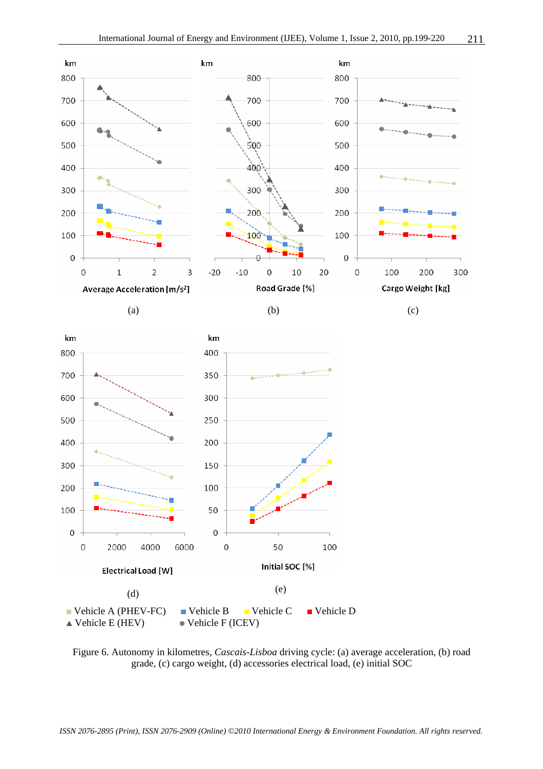Figure 6. Autonomy in kilometres, *Cascais-Lisboa* driving cycle: (a) average acceleration, (b) road grade, (c) cargo weight, (d) accessories electrical load, (e) initial SOC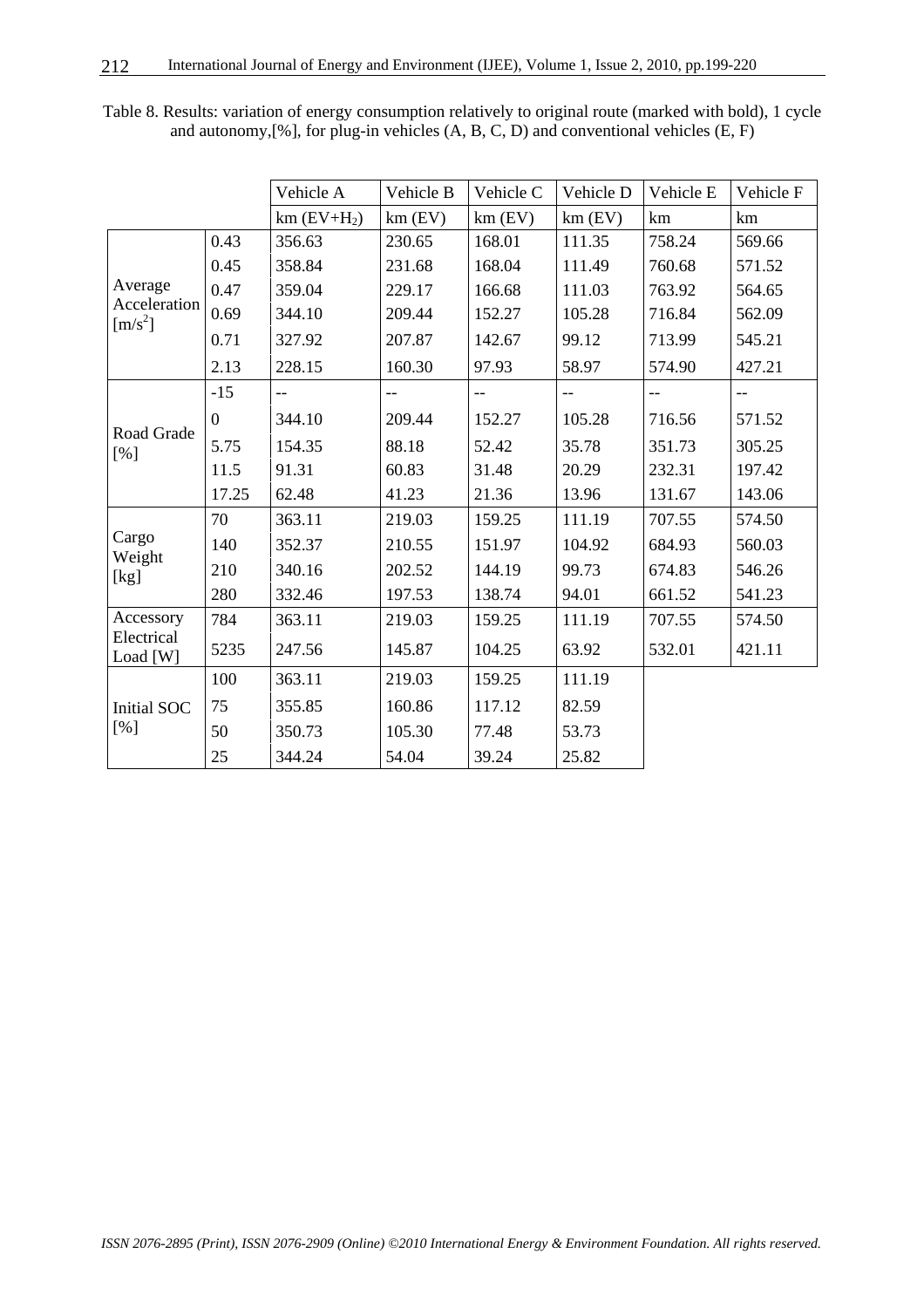Table 8. Results: variation of energy consumption relatively to original route (marked with bold), 1 cycle and autonomy,[%], for plug-in vehicles (A, B, C, D) and conventional vehicles (E, F)

| | | Vehicle A | Vehicle B | Vehicle C | Vehicle D | Vehicle E | Vehicle F |
|---|---|---|---|---|---|---|---|
| | | km (EV+$H_2$) | km (EV) | km (EV) | km (EV) | km | km |
| Average Acceleration [$m/s^2$] | 0.43 | 356.63 | 230.65 | 168.01 | 111.35 | 758.24 | 569.66 |
| | 0.45 | 358.84 | 231.68 | 168.04 | 111.49 | 760.68 | 571.52 |
| | 0.47 | 359.04 | 229.17 | 166.68 | 111.03 | 763.92 | 564.65 |
| | 0.69 | 344.10 | 209.44 | 152.27 | 105.28 | 716.84 | 562.09 |
| | 0.71 | 327.92 | 207.87 | 142.67 | 99.12 | 713.99 | 545.21 |
| | 2.13 | 228.15 | 160.30 | 97.93 | 58.97 | 574.90 | 427.21 |
| Road Grade [%] | -15 | -- | -- | -- | -- | -- | -- |
| | 0 | 344.10 | 209.44 | 152.27 | 105.28 | 716.56 | 571.52 |
| | 5.75 | 154.35 | 88.18 | 52.42 | 35.78 | 351.73 | 305.25 |
| | 11.5 | 91.31 | 60.83 | 31.48 | 20.29 | 232.31 | 197.42 |
| | 17.25 | 62.48 | 41.23 | 21.36 | 13.96 | 131.67 | 143.06 |
| Cargo Weight [kg] | 70 | 363.11 | 219.03 | 159.25 | 111.19 | 707.55 | 574.50 |
| | 140 | 352.37 | 210.55 | 151.97 | 104.92 | 684.93 | 560.03 |
| | 210 | 340.16 | 202.52 | 144.19 | 99.73 | 674.83 | 546.26 |
| | 280 | 332.46 | 197.53 | 138.74 | 94.01 | 661.52 | 541.23 |
| Accessory Electrical Load [W] | 784 | 363.11 | 219.03 | 159.25 | 111.19 | 707.55 | 574.50 |
| | 5235 | 247.56 | 145.87 | 104.25 | 63.92 | 532.01 | 421.11 |
| Initial SOC [%] | 100 | 363.11 | 219.03 | 159.25 | 111.19 | | |
| | 75 | 355.85 | 160.86 | 117.12 | 82.59 | | |
| | 50 | 350.73 | 105.30 | 77.48 | 53.73 | | |
| | 25 | 344.24 | 54.04 | 39.24 | 25.82 | | |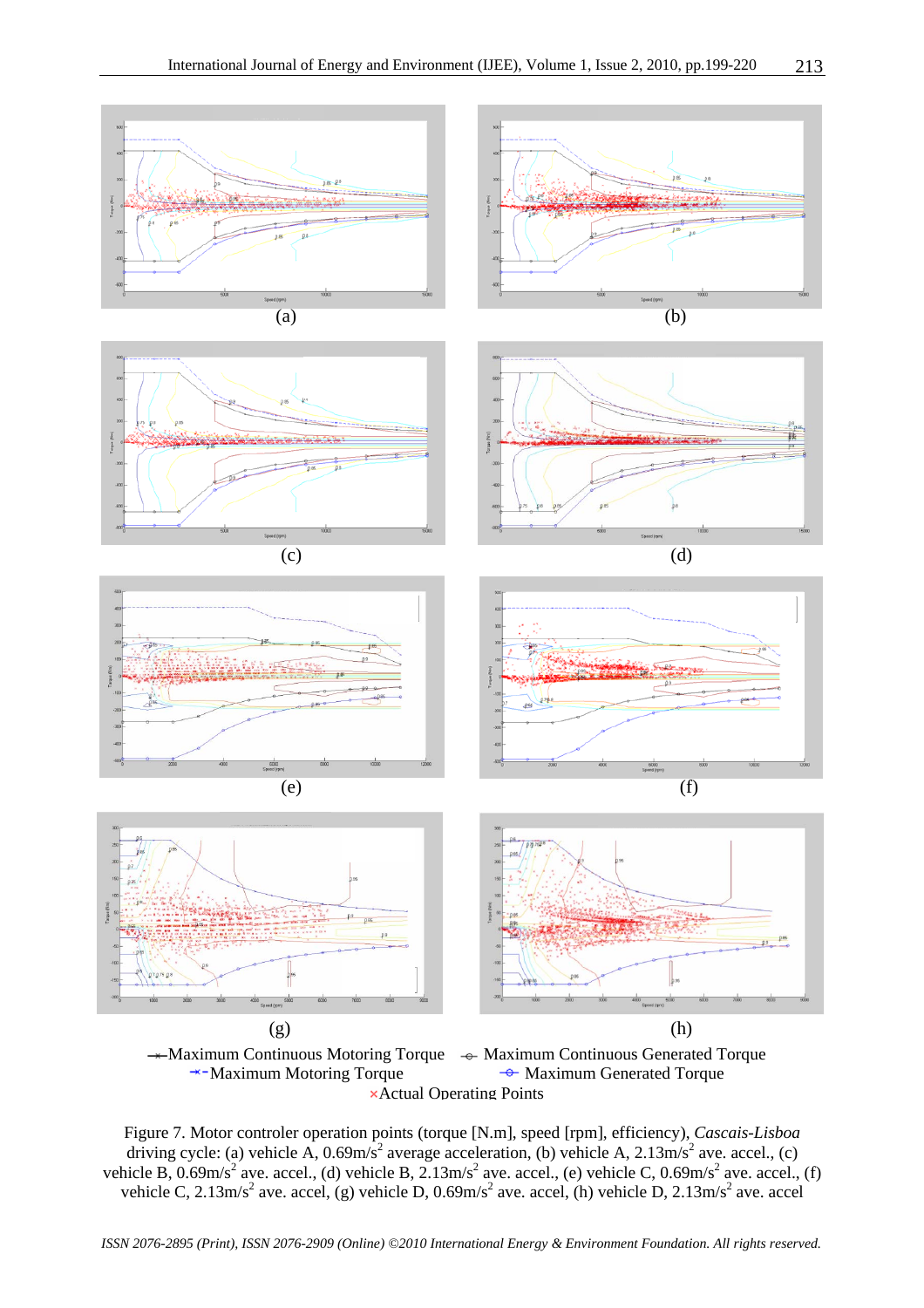(a) (b)

(c) (d)

(e) (f)

(g) (h)

—×— Maximum Continuous Motoring Torque —○— Maximum Continuous Generated Torque
—×— Maximum Motoring Torque —○— Maximum Generated Torque
× Actual Operating Points

Figure 7. Motor controler operation points (torque [N.m], speed [rpm], efficiency), *Cascais-Lisboa* driving cycle: (a) vehicle A, 0.69m/s$^2$ average acceleration, (b) vehicle A, 2.13m/s$^2$ ave. accel., (c) vehicle B, 0.69m/s$^2$ ave. accel., (d) vehicle B, 2.13m/s$^2$ ave. accel., (e) vehicle C, 0.69m/s$^2$ ave. accel., (f) vehicle C, 2.13m/s$^2$ ave. accel, (g) vehicle D, 0.69m/s$^2$ ave. accel, (h) vehicle D, 2.13m/s$^2$ ave. accel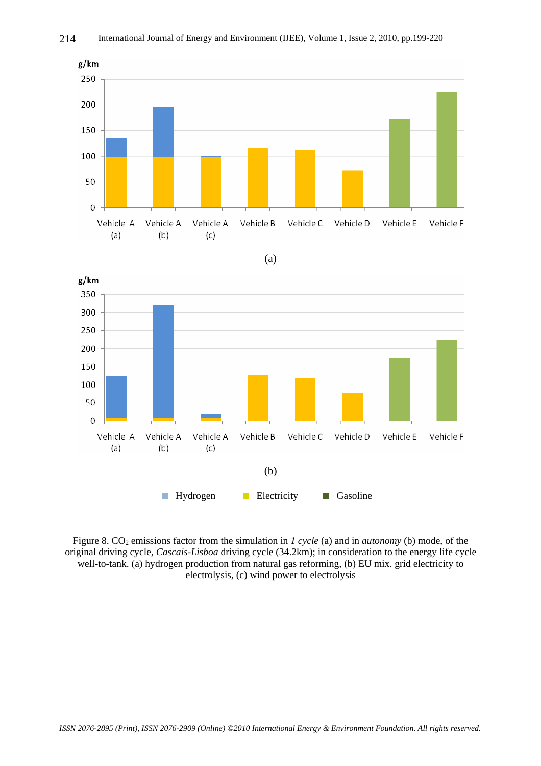Figure 8. $CO_2$ emissions factor from the simulation in *1 cycle* (a) and in *autonomy* (b) mode, of the original driving cycle, *Cascais-Lisboa* driving cycle (34.2km); in consideration to the energy life cycle well-to-tank. (a) hydrogen production from natural gas reforming, (b) EU mix. grid electricity to electrolysis, (c) wind power to electrolysis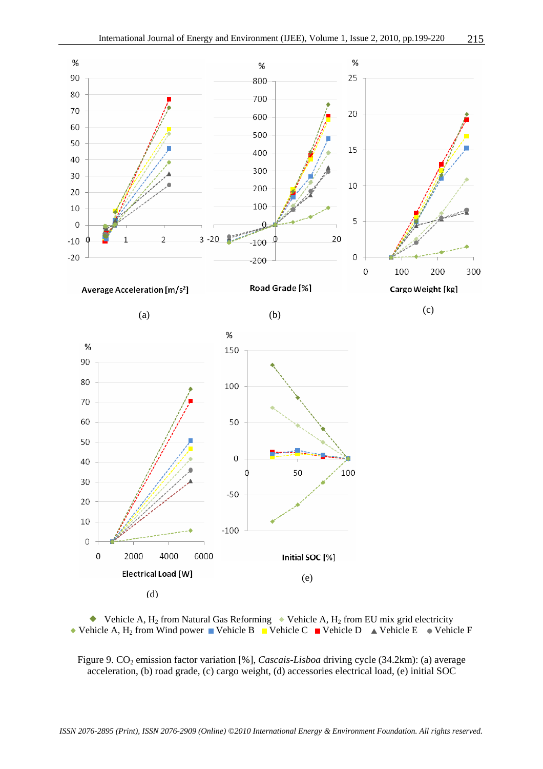◆ Vehicle A, $H_2$ from Natural Gas Reforming ◆ Vehicle A, $H_2$ from EU mix grid electricity
◆ Vehicle A, $H_2$ from Wind power ■ Vehicle B ■ Vehicle C ■ Vehicle D ▲ Vehicle E ● Vehicle F

Figure 9. $CO_2$ emission factor variation [%], *Cascais-Lisboa* driving cycle (34.2km): (a) average acceleration, (b) road grade, (c) cargo weight, (d) accessories electrical load, (e) initial SOC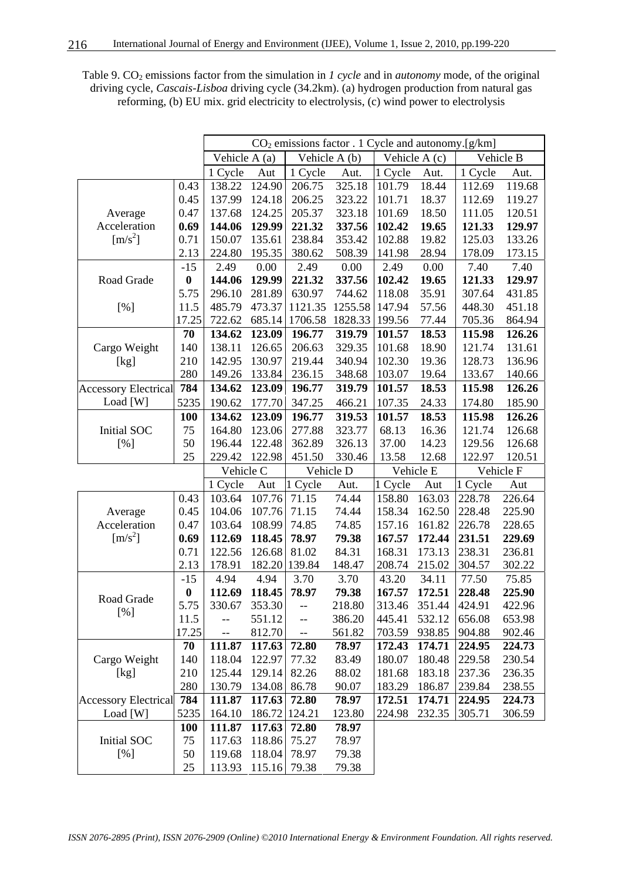Table 9. $CO_2$ emissions factor from the simulation in *1 cycle* and in *autonomy* mode, of the original driving cycle, *Cascais-Lisboa* driving cycle (34.2km). (a) hydrogen production from natural gas reforming, (b) EU mix. grid electricity to electrolysis, (c) wind power to electrolysis

| | | $CO_2$ emissions factor . 1 Cycle and autonomy.[g/km] | | | | | | | |
|---|---|---|---|---|---|---|---|---|---|
| | | Vehicle A (a) | | Vehicle A (b) | | Vehicle A (c) | | Vehicle B | |
| | | 1 Cycle | Aut | 1 Cycle | Aut. | 1 Cycle | Aut. | 1 Cycle | Aut. |
| Average Acceleration [m/s$^2$] | 0.43 | 138.22 | 124.90 | 206.75 | 325.18 | 101.79 | 18.44 | 112.69 | 119.68 |
| | 0.45 | 137.99 | 124.18 | 206.25 | 323.22 | 101.71 | 18.37 | 112.69 | 119.27 |
| | 0.47 | 137.68 | 124.25 | 205.37 | 323.18 | 101.69 | 18.50 | 111.05 | 120.51 |
| | **0.69** | **144.06** | **129.99** | **221.32** | **337.56** | **102.42** | **19.65** | **121.33** | **129.97** |
| | 0.71 | 150.07 | 135.61 | 238.84 | 353.42 | 102.88 | 19.82 | 125.03 | 133.26 |
| | 2.13 | 224.80 | 195.35 | 380.62 | 508.39 | 141.98 | 28.94 | 178.09 | 173.15 |
| Road Grade [%] | -15 | 2.49 | 0.00 | 2.49 | 0.00 | 2.49 | 0.00 | 7.40 | 7.40 |
| | **0** | **144.06** | **129.99** | **221.32** | **337.56** | **102.42** | **19.65** | **121.33** | **129.97** |
| | 5.75 | 296.10 | 281.89 | 630.97 | 744.62 | 118.08 | 35.91 | 307.64 | 431.85 |
| | 11.5 | 485.79 | 473.37 | 1121.35 | 1255.58 | 147.94 | 57.56 | 448.30 | 451.18 |
| | 17.25 | 722.62 | 685.14 | 1706.58 | 1828.33 | 199.56 | 77.44 | 705.36 | 864.94 |
| Cargo Weight [kg] | **70** | **134.62** | **123.09** | **196.77** | **319.79** | **101.57** | **18.53** | **115.98** | **126.26** |
| | 140 | 138.11 | 126.65 | 206.63 | 329.35 | 101.68 | 18.90 | 121.74 | 131.61 |
| | 210 | 142.95 | 130.97 | 219.44 | 340.94 | 102.30 | 19.36 | 128.73 | 136.96 |
| | 280 | 149.26 | 133.84 | 236.15 | 348.68 | 103.07 | 19.64 | 133.67 | 140.66 |
| Accessory Electrical Load [W] | **784** | **134.62** | **123.09** | **196.77** | **319.79** | **101.57** | **18.53** | **115.98** | **126.26** |
| | 5235 | 190.62 | 177.70 | 347.25 | 466.21 | 107.35 | 24.33 | 174.80 | 185.90 |
| Initial SOC [%] | **100** | **134.62** | **123.09** | **196.77** | **319.53** | **101.57** | **18.53** | **115.98** | **126.26** |
| | 75 | 164.80 | 123.06 | 277.88 | 323.77 | 68.13 | 16.36 | 121.74 | 126.68 |
| | 50 | 196.44 | 122.48 | 362.89 | 326.13 | 37.00 | 14.23 | 129.56 | 126.68 |
| | 25 | 229.42 | 122.98 | 451.50 | 330.46 | 13.58 | 12.68 | 122.97 | 120.51 |
| | | Vehicle C | | Vehicle D | | Vehicle E | | Vehicle F | |
| | | 1 Cycle | Aut | 1 Cycle | Aut. | 1 Cycle | Aut | 1 Cycle | Aut |
| Average Acceleration [m/s$^2$] | 0.43 | 103.64 | 107.76 | 71.15 | 74.44 | 158.80 | 163.03 | 228.78 | 226.64 |
| | 0.45 | 104.06 | 107.76 | 71.15 | 74.44 | 158.34 | 162.50 | 228.48 | 225.90 |
| | 0.47 | 103.64 | 108.99 | 74.85 | 74.85 | 157.16 | 161.82 | 226.78 | 228.65 |
| | **0.69** | **112.69** | **118.45** | **78.97** | **79.38** | **167.57** | **172.44** | **231.51** | **229.69** |
| | 0.71 | 122.56 | 126.68 | 81.02 | 84.31 | 168.31 | 173.13 | 238.31 | 236.81 |
| | 2.13 | 178.91 | 182.20 | 139.84 | 148.47 | 208.74 | 215.02 | 304.57 | 302.22 |
| Road Grade [%] | -15 | 4.94 | 4.94 | 3.70 | 3.70 | 43.20 | 34.11 | 77.50 | 75.85 |
| | **0** | **112.69** | **118.45** | **78.97** | **79.38** | **167.57** | **172.51** | **228.48** | **225.90** |
| | 5.75 | 330.67 | 353.30 | -- | 218.80 | 313.46 | 351.44 | 424.91 | 422.96 |
| | 11.5 | -- | 551.12 | -- | 386.20 | 445.41 | 532.12 | 656.08 | 653.98 |
| | 17.25 | -- | 812.70 | -- | 561.82 | 703.59 | 938.85 | 904.88 | 902.46 |
| Cargo Weight [kg] | **70** | **111.87** | **117.63** | **72.80** | **78.97** | **172.43** | **174.71** | **224.95** | **224.73** |
| | 140 | 118.04 | 122.97 | 77.32 | 83.49 | 180.07 | 180.48 | 229.58 | 230.54 |
| | 210 | 125.44 | 129.14 | 82.26 | 88.02 | 181.68 | 183.18 | 237.36 | 236.35 |
| | 280 | 130.79 | 134.08 | 86.78 | 90.07 | 183.29 | 186.87 | 239.84 | 238.55 |
| Accessory Electrical Load [W] | **784** | **111.87** | **117.63** | **72.80** | **78.97** | **172.51** | **174.71** | **224.95** | **224.73** |
| | 5235 | 164.10 | 186.72 | 124.21 | 123.80 | 224.98 | 232.35 | 305.71 | 306.59 |
| Initial SOC [%] | **100** | **111.87** | **117.63** | **72.80** | **78.97** | | | | |
| | 75 | 117.63 | 118.86 | 75.27 | 78.97 | | | | |
| | 50 | 119.68 | 118.04 | 78.97 | 79.38 | | | | |
| | 25 | 113.93 | 115.16 | 79.38 | 79.38 | | | | |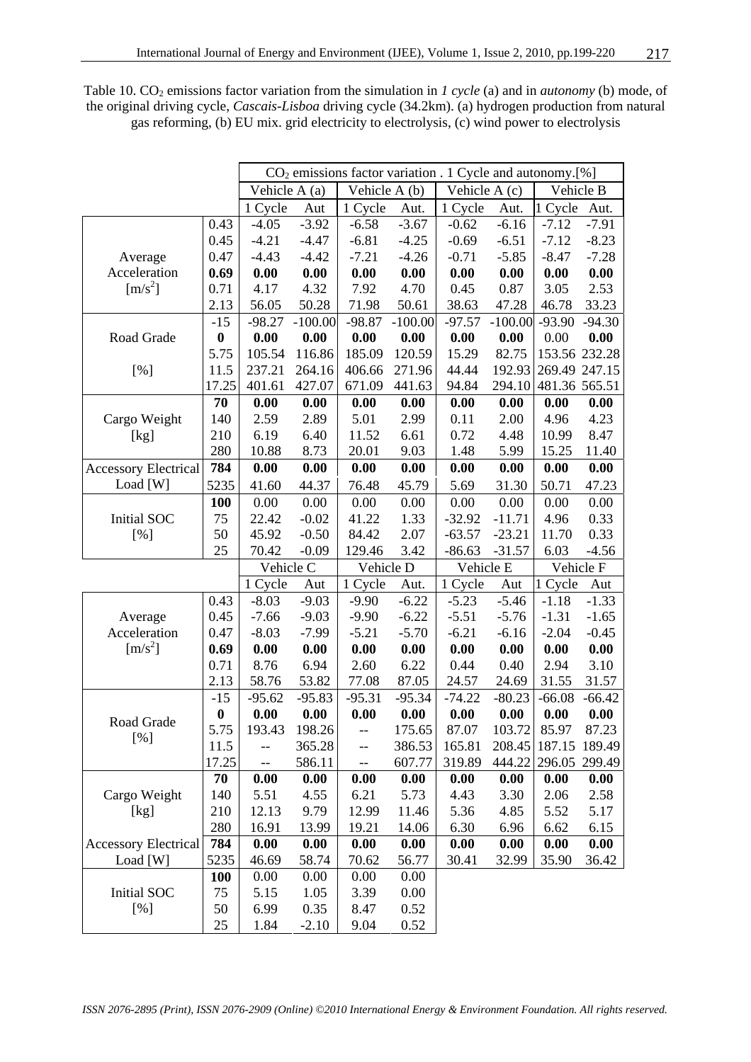Table 10. $CO_2$ emissions factor variation from the simulation in *1 cycle* (a) and in *autonomy* (b) mode, of the original driving cycle, *Cascais-Lisboa* driving cycle (34.2km). (a) hydrogen production from natural gas reforming, (b) EU mix. grid electricity to electrolysis, (c) wind power to electrolysis

| | | $CO_2$ emissions factor variation . 1 Cycle and autonomy.[%] | | | | | | | |
|---|---|---|---|---|---|---|---|---|---|
| | | Vehicle A (a) | | Vehicle A (b) | | Vehicle A (c) | | Vehicle B | |
| | | 1 Cycle | Aut | 1 Cycle | Aut. | 1 Cycle | Aut. | 1 Cycle | Aut. |
| Average Acceleration [m/s$^2$] | 0.43 | -4.05 | -3.92 | -6.58 | -3.67 | -0.62 | -6.16 | -7.12 | -7.91 |
| | 0.45 | -4.21 | -4.47 | -6.81 | -4.25 | -0.69 | -6.51 | -7.12 | -8.23 |
| | 0.47 | -4.43 | -4.42 | -7.21 | -4.26 | -0.71 | -5.85 | -8.47 | -7.28 |
| | **0.69** | **0.00** | **0.00** | **0.00** | **0.00** | **0.00** | **0.00** | **0.00** | **0.00** |
| | 0.71 | 4.17 | 4.32 | 7.92 | 4.70 | 0.45 | 0.87 | 3.05 | 2.53 |
| | 2.13 | 56.05 | 50.28 | 71.98 | 50.61 | 38.63 | 47.28 | 46.78 | 33.23 |
| Road Grade [%] | -15 | -98.27 | -100.00 | -98.87 | -100.00 | -97.57 | -100.00 | -93.90 | -94.30 |
| | **0** | **0.00** | **0.00** | **0.00** | **0.00** | **0.00** | **0.00** | 0.00 | **0.00** |
| | 5.75 | 105.54 | 116.86 | 185.09 | 120.59 | 15.29 | 82.75 | 153.56 | 232.28 |
| | 11.5 | 237.21 | 264.16 | 406.66 | 271.96 | 44.44 | 192.93 | 269.49 | 247.15 |
| | 17.25 | 401.61 | 427.07 | 671.09 | 441.63 | 94.84 | 294.10 | 481.36 | 565.51 |
| Cargo Weight [kg] | **70** | **0.00** | **0.00** | **0.00** | **0.00** | **0.00** | **0.00** | **0.00** | **0.00** |
| | 140 | 2.59 | 2.89 | 5.01 | 2.99 | 0.11 | 2.00 | 4.96 | 4.23 |
| | 210 | 6.19 | 6.40 | 11.52 | 6.61 | 0.72 | 4.48 | 10.99 | 8.47 |
| | 280 | 10.88 | 8.73 | 20.01 | 9.03 | 1.48 | 5.99 | 15.25 | 11.40 |
| Accessory Electrical Load [W] | **784** | **0.00** | **0.00** | **0.00** | **0.00** | **0.00** | **0.00** | **0.00** | **0.00** |
| | 5235 | 41.60 | 44.37 | 76.48 | 45.79 | 5.69 | 31.30 | 50.71 | 47.23 |
| Initial SOC [%] | **100** | 0.00 | 0.00 | 0.00 | 0.00 | 0.00 | 0.00 | 0.00 | 0.00 |
| | 75 | 22.42 | -0.02 | 41.22 | 1.33 | -32.92 | -11.71 | 4.96 | 0.33 |
| | 50 | 45.92 | -0.50 | 84.42 | 2.07 | -63.57 | -23.21 | 11.70 | 0.33 |
| | 25 | 70.42 | -0.09 | 129.46 | 3.42 | -86.63 | -31.57 | 6.03 | -4.56 |
| | | Vehicle C | | Vehicle D | | Vehicle E | | Vehicle F | |
| | | 1 Cycle | Aut | 1 Cycle | Aut. | 1 Cycle | Aut | 1 Cycle | Aut |
| Average Acceleration [m/s$^2$] | 0.43 | -8.03 | -9.03 | -9.90 | -6.22 | -5.23 | -5.46 | -1.18 | -1.33 |
| | 0.45 | -7.66 | -9.03 | -9.90 | -6.22 | -5.51 | -5.76 | -1.31 | -1.65 |
| | 0.47 | -8.03 | -7.99 | -5.21 | -5.70 | -6.21 | -6.16 | -2.04 | -0.45 |
| | **0.69** | **0.00** | **0.00** | **0.00** | **0.00** | **0.00** | **0.00** | **0.00** | **0.00** |
| | 0.71 | 8.76 | 6.94 | 2.60 | 6.22 | 0.44 | 0.40 | 2.94 | 3.10 |
| | 2.13 | 58.76 | 53.82 | 77.08 | 87.05 | 24.57 | 24.69 | 31.55 | 31.57 |
| Road Grade [%] | -15 | -95.62 | -95.83 | -95.31 | -95.34 | -74.22 | -80.23 | -66.08 | -66.42 |
| | **0** | **0.00** | **0.00** | **0.00** | **0.00** | **0.00** | **0.00** | **0.00** | **0.00** |
| | 5.75 | 193.43 | 198.26 | -- | 175.65 | 87.07 | 103.72 | 85.97 | 87.23 |
| | 11.5 | -- | 365.28 | -- | 386.53 | 165.81 | 208.45 | 187.15 | 189.49 |
| | 17.25 | -- | 586.11 | -- | 607.77 | 319.89 | 444.22 | 296.05 | 299.49 |
| Cargo Weight [kg] | **70** | **0.00** | **0.00** | **0.00** | **0.00** | **0.00** | **0.00** | **0.00** | **0.00** |
| | 140 | 5.51 | 4.55 | 6.21 | 5.73 | 4.43 | 3.30 | 2.06 | 2.58 |
| | 210 | 12.13 | 9.79 | 12.99 | 11.46 | 5.36 | 4.85 | 5.52 | 5.17 |
| | 280 | 16.91 | 13.99 | 19.21 | 14.06 | 6.30 | 6.96 | 6.62 | 6.15 |
| Accessory Electrical Load [W] | **784** | **0.00** | **0.00** | **0.00** | **0.00** | **0.00** | **0.00** | **0.00** | **0.00** |
| | 5235 | 46.69 | 58.74 | 70.62 | 56.77 | 30.41 | 32.99 | 35.90 | 36.42 |
| Initial SOC [%] | **100** | 0.00 | 0.00 | 0.00 | 0.00 | | | | |
| | 75 | 5.15 | 1.05 | 3.39 | 0.00 | | | | |
| | 50 | 6.99 | 0.35 | 8.47 | 0.52 | | | | |
| | 25 | 1.84 | -2.10 | 9.04 | 0.52 | | | | |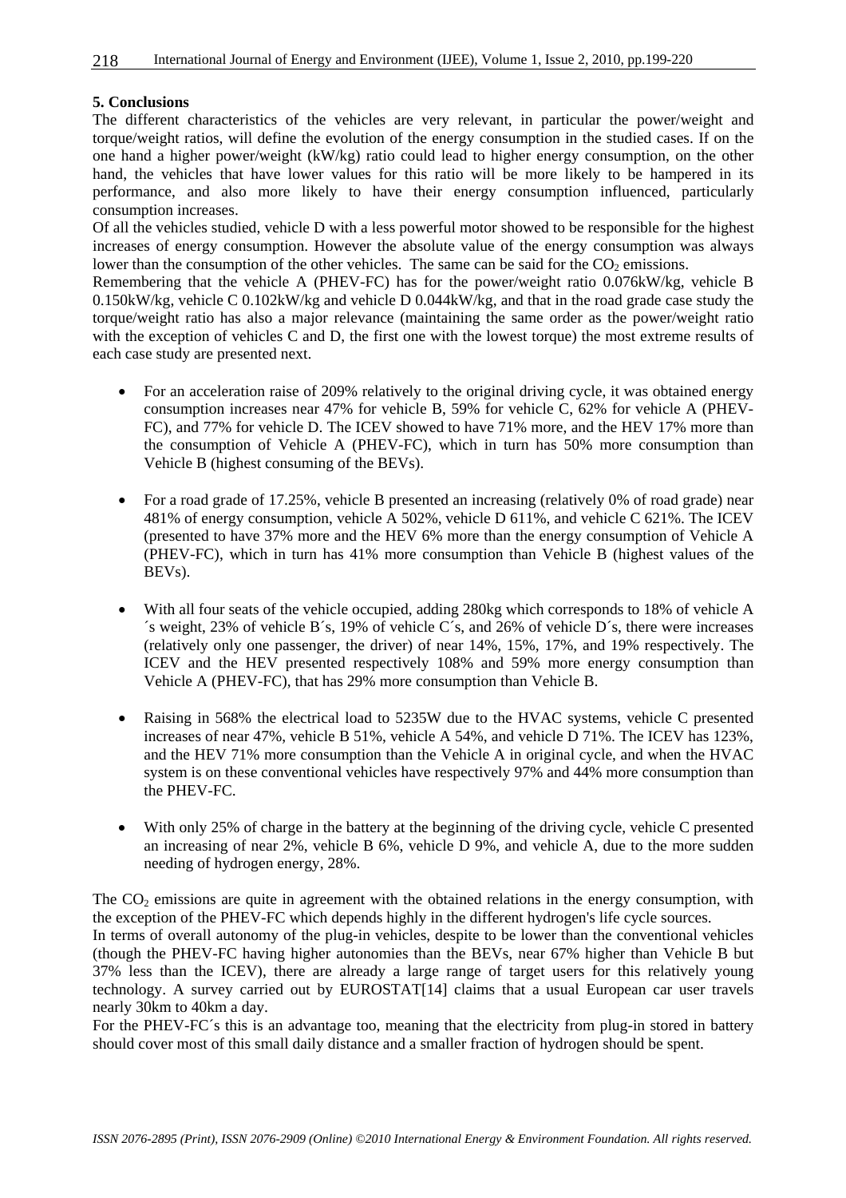### 5. Conclusions

The different characteristics of the vehicles are very relevant, in particular the power/weight and torque/weight ratios, will define the evolution of the energy consumption in the studied cases. If on the one hand a higher power/weight (kW/kg) ratio could lead to higher energy consumption, on the other hand, the vehicles that have lower values for this ratio will be more likely to be hampered in its performance, and also more likely to have their energy consumption influenced, particularly consumption increases.

Of all the vehicles studied, vehicle D with a less powerful motor showed to be responsible for the highest increases of energy consumption. However the absolute value of the energy consumption was always lower than the consumption of the other vehicles. The same can be said for the $CO_2$ emissions.

Remembering that the vehicle A (PHEV-FC) has for the power/weight ratio 0.076kW/kg, vehicle B 0.150kW/kg, vehicle C 0.102kW/kg and vehicle D 0.044kW/kg, and that in the road grade case study the torque/weight ratio has also a major relevance (maintaining the same order as the power/weight ratio with the exception of vehicles C and D, the first one with the lowest torque) the most extreme results of each case study are presented next.

- For an acceleration raise of 209% relatively to the original driving cycle, it was obtained energy consumption increases near 47% for vehicle B, 59% for vehicle C, 62% for vehicle A (PHEV-FC), and 77% for vehicle D. The ICEV showed to have 71% more, and the HEV 17% more than the consumption of Vehicle A (PHEV-FC), which in turn has 50% more consumption than Vehicle B (highest consuming of the BEVs).

- For a road grade of 17.25%, vehicle B presented an increasing (relatively 0% of road grade) near 481% of energy consumption, vehicle A 502%, vehicle D 611%, and vehicle C 621%. The ICEV (presented to have 37% more and the HEV 6% more than the energy consumption of Vehicle A (PHEV-FC), which in turn has 41% more consumption than Vehicle B (highest values of the BEVs).

- With all four seats of the vehicle occupied, adding 280kg which corresponds to 18% of vehicle A´s weight, 23% of vehicle B´s, 19% of vehicle C´s, and 26% of vehicle D´s, there were increases (relatively only one passenger, the driver) of near 14%, 15%, 17%, and 19% respectively. The ICEV and the HEV presented respectively 108% and 59% more energy consumption than Vehicle A (PHEV-FC), that has 29% more consumption than Vehicle B.

- Raising in 568% the electrical load to 5235W due to the HVAC systems, vehicle C presented increases of near 47%, vehicle B 51%, vehicle A 54%, and vehicle D 71%. The ICEV has 123%, and the HEV 71% more consumption than the Vehicle A in original cycle, and when the HVAC system is on these conventional vehicles have respectively 97% and 44% more consumption than the PHEV-FC.

- With only 25% of charge in the battery at the beginning of the driving cycle, vehicle C presented an increasing of near 2%, vehicle B 6%, vehicle D 9%, and vehicle A, due to the more sudden needing of hydrogen energy, 28%.

The $CO_2$ emissions are quite in agreement with the obtained relations in the energy consumption, with the exception of the PHEV-FC which depends highly in the different hydrogen's life cycle sources.

In terms of overall autonomy of the plug-in vehicles, despite to be lower than the conventional vehicles (though the PHEV-FC having higher autonomies than the BEVs, near 67% higher than Vehicle B but 37% less than the ICEV), there are already a large range of target users for this relatively young technology. A survey carried out by EUROSTAT[14] claims that a usual European car user travels nearly 30km to 40km a day.

For the PHEV-FC´s this is an advantage too, meaning that the electricity from plug-in stored in battery should cover most of this small daily distance and a smaller fraction of hydrogen should be spent.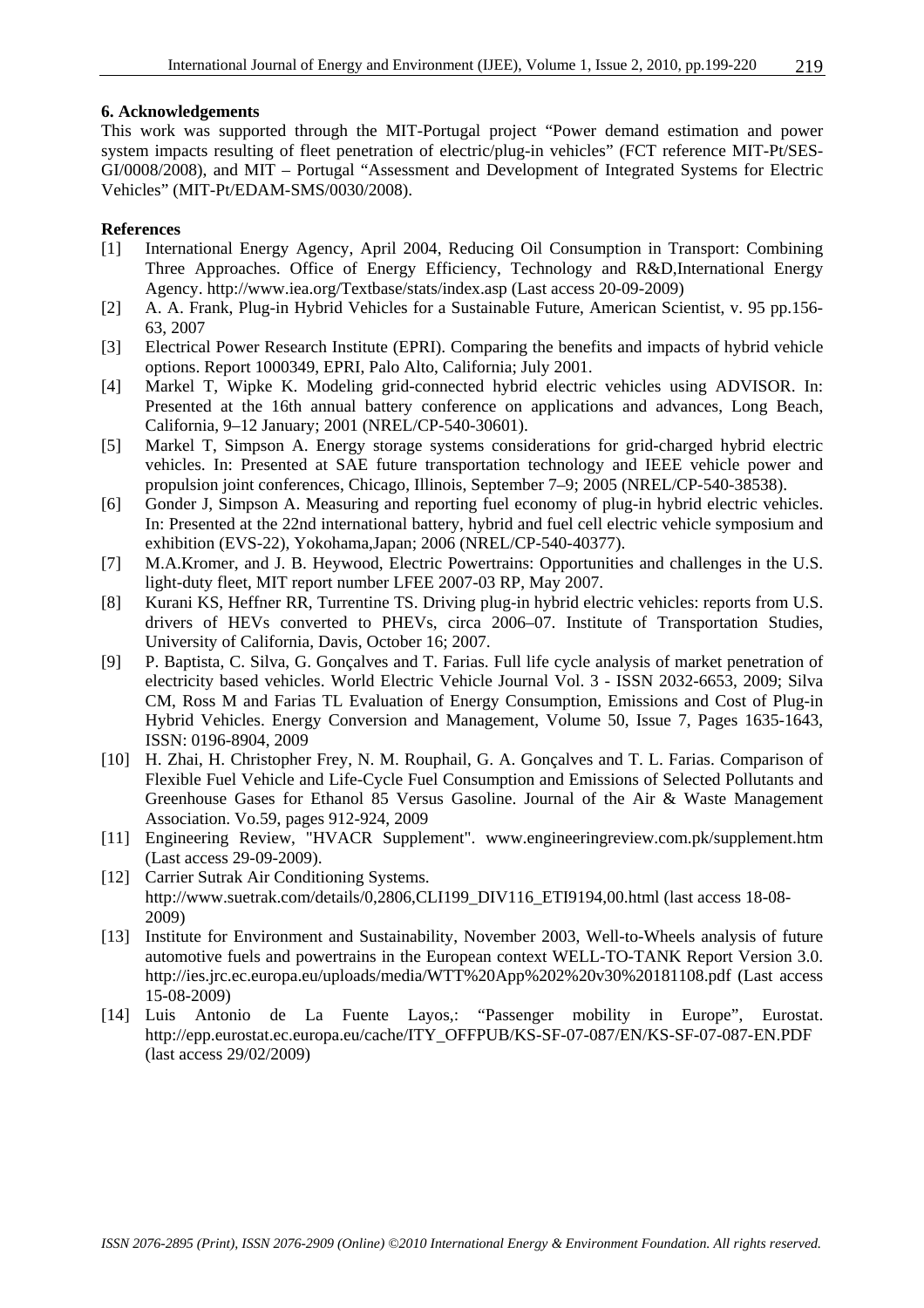## 6. Acknowledgements

This work was supported through the MIT-Portugal project "Power demand estimation and power system impacts resulting of fleet penetration of electric/plug-in vehicles" (FCT reference MIT-Pt/SES-GI/0008/2008), and MIT – Portugal "Assessment and Development of Integrated Systems for Electric Vehicles" (MIT-Pt/EDAM-SMS/0030/2008).

## References

[1] International Energy Agency, April 2004, Reducing Oil Consumption in Transport: Combining Three Approaches. Office of Energy Efficiency, Technology and R&D,International Energy Agency. http://www.iea.org/Textbase/stats/index.asp (Last access 20-09-2009)

[2] A. A. Frank, Plug-in Hybrid Vehicles for a Sustainable Future, American Scientist, v. 95 pp.156-63, 2007

[3] Electrical Power Research Institute (EPRI). Comparing the benefits and impacts of hybrid vehicle options. Report 1000349, EPRI, Palo Alto, California; July 2001.

[4] Markel T, Wipke K. Modeling grid-connected hybrid electric vehicles using ADVISOR. In: Presented at the 16th annual battery conference on applications and advances, Long Beach, California, 9–12 January; 2001 (NREL/CP-540-30601).

[5] Markel T, Simpson A. Energy storage systems considerations for grid-charged hybrid electric vehicles. In: Presented at SAE future transportation technology and IEEE vehicle power and propulsion joint conferences, Chicago, Illinois, September 7–9; 2005 (NREL/CP-540-38538).

[6] Gonder J, Simpson A. Measuring and reporting fuel economy of plug-in hybrid electric vehicles. In: Presented at the 22nd international battery, hybrid and fuel cell electric vehicle symposium and exhibition (EVS-22), Yokohama,Japan; 2006 (NREL/CP-540-40377).

[7] M.A.Kromer, and J. B. Heywood, Electric Powertrains: Opportunities and challenges in the U.S. light-duty fleet, MIT report number LFEE 2007-03 RP, May 2007.

[8] Kurani KS, Heffner RR, Turrentine TS. Driving plug-in hybrid electric vehicles: reports from U.S. drivers of HEVs converted to PHEVs, circa 2006–07. Institute of Transportation Studies, University of California, Davis, October 16; 2007.

[9] P. Baptista, C. Silva, G. Gonçalves and T. Farias. Full life cycle analysis of market penetration of electricity based vehicles. World Electric Vehicle Journal Vol. 3 - ISSN 2032-6653, 2009; Silva CM, Ross M and Farias TL Evaluation of Energy Consumption, Emissions and Cost of Plug-in Hybrid Vehicles. Energy Conversion and Management, Volume 50, Issue 7, Pages 1635-1643, ISSN: 0196-8904, 2009

[10] H. Zhai, H. Christopher Frey, N. M. Rouphail, G. A. Gonçalves and T. L. Farias. Comparison of Flexible Fuel Vehicle and Life-Cycle Fuel Consumption and Emissions of Selected Pollutants and Greenhouse Gases for Ethanol 85 Versus Gasoline. Journal of the Air & Waste Management Association. Vo.59, pages 912-924, 2009

[11] Engineering Review, "HVACR Supplement". www.engineeringreview.com.pk/supplement.htm (Last access 29-09-2009).

[12] Carrier Sutrak Air Conditioning Systems. http://www.suetrak.com/details/0,2806,CLI199_DIV116_ETI9194,00.html (last access 18-08-2009)

[13] Institute for Environment and Sustainability, November 2003, Well-to-Wheels analysis of future automotive fuels and powertrains in the European context WELL-TO-TANK Report Version 3.0. http://ies.jrc.ec.europa.eu/uploads/media/WTT%20App%202%20v30%20181108.pdf (Last access 15-08-2009)

[14] Luis Antonio de La Fuente Layos,: "Passenger mobility in Europe", Eurostat. http://epp.eurostat.ec.europa.eu/cache/ITY_OFFPUB/KS-SF-07-087/EN/KS-SF-07-087-EN.PDF (last access 29/02/2009)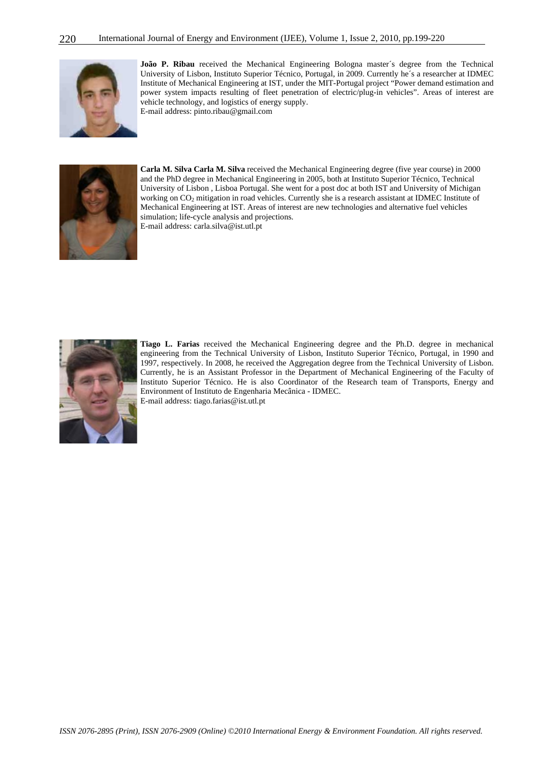**João P. Ribau** received the Mechanical Engineering Bologna master´s degree from the Technical University of Lisbon, Instituto Superior Técnico, Portugal, in 2009. Currently he´s a researcher at IDMEC Institute of Mechanical Engineering at IST, under the MIT-Portugal project "Power demand estimation and power system impacts resulting of fleet penetration of electric/plug-in vehicles". Areas of interest are vehicle technology, and logistics of energy supply.
E-mail address: pinto.ribau@gmail.com

**Carla M. Silva Carla M. Silva** received the Mechanical Engineering degree (five year course) in 2000 and the PhD degree in Mechanical Engineering in 2005, both at Instituto Superior Técnico, Technical University of Lisbon , Lisboa Portugal. She went for a post doc at both IST and University of Michigan working on $CO_2$ mitigation in road vehicles. Currently she is a research assistant at IDMEC Institute of Mechanical Engineering at IST. Areas of interest are new technologies and alternative fuel vehicles simulation; life-cycle analysis and projections.
E-mail address: carla.silva@ist.utl.pt

**Tiago L. Farias** received the Mechanical Engineering degree and the Ph.D. degree in mechanical engineering from the Technical University of Lisbon, Instituto Superior Técnico, Portugal, in 1990 and 1997, respectively. In 2008, he received the Aggregation degree from the Technical University of Lisbon. Currently, he is an Assistant Professor in the Department of Mechanical Engineering of the Faculty of Instituto Superior Técnico. He is also Coordinator of the Research team of Transports, Energy and Environment of Instituto de Engenharia Mecânica - IDMEC.
E-mail address: tiago.farias@ist.utl.pt